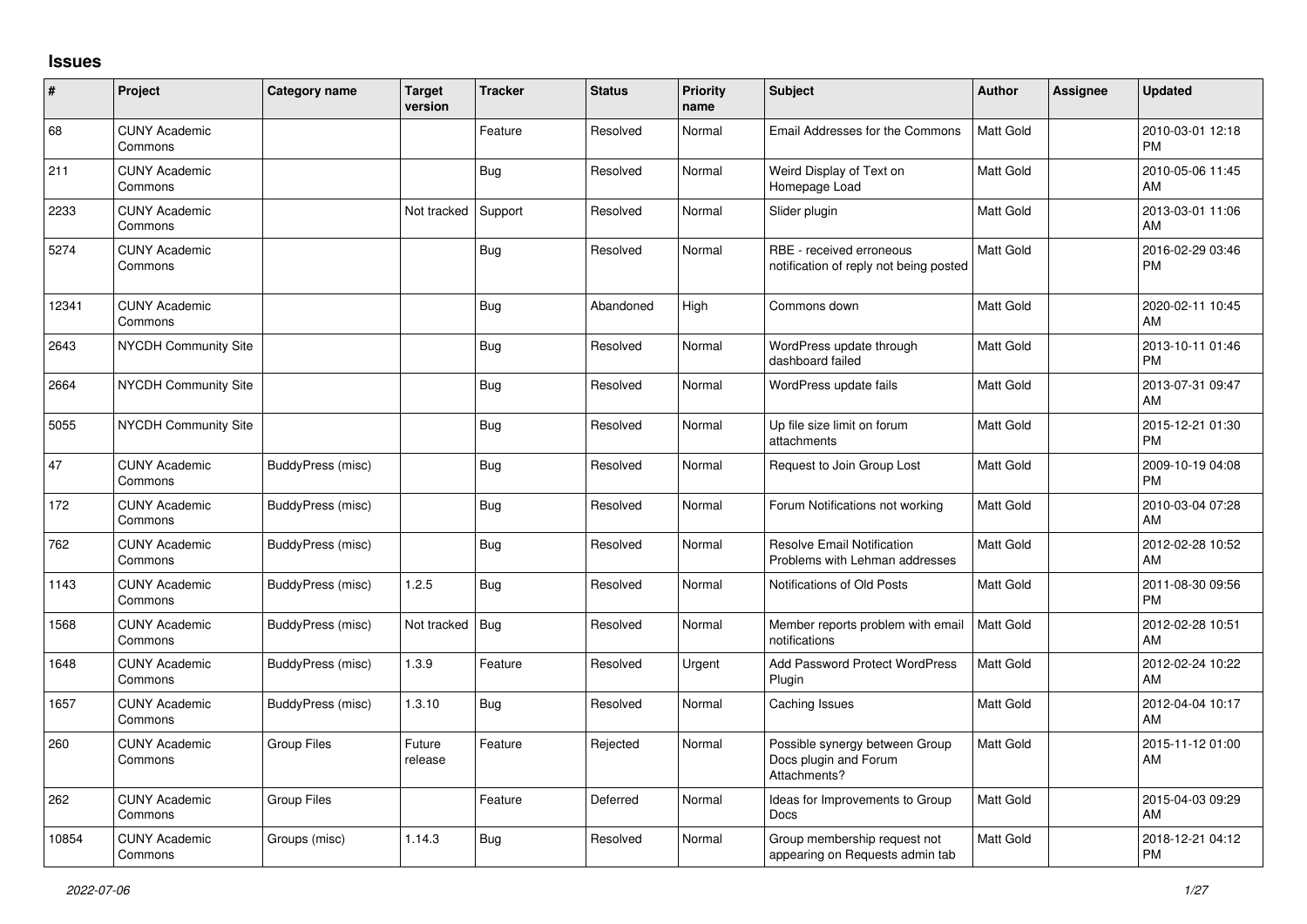## Issues

| # | Project | Category name | Target version | Tracker | Status | Priority name | Subject | Author | Assignee | Updated |
|---|---|---|---|---|---|---|---|---|---|---|
| 68 | CUNY Academic Commons | | | Feature | Resolved | Normal | Email Addresses for the Commons | Matt Gold | | 2010-03-01 12:18 PM |
| 211 | CUNY Academic Commons | | | Bug | Resolved | Normal | Weird Display of Text on Homepage Load | Matt Gold | | 2010-05-06 11:45 AM |
| 2233 | CUNY Academic Commons | | Not tracked | Support | Resolved | Normal | Slider plugin | Matt Gold | | 2013-03-01 11:06 AM |
| 5274 | CUNY Academic Commons | | | Bug | Resolved | Normal | RBE - received erroneous notification of reply not being posted | Matt Gold | | 2016-02-29 03:46 PM |
| 12341 | CUNY Academic Commons | | | Bug | Abandoned | High | Commons down | Matt Gold | | 2020-02-11 10:45 AM |
| 2643 | NYCDH Community Site | | | Bug | Resolved | Normal | WordPress update through dashboard failed | Matt Gold | | 2013-10-11 01:46 PM |
| 2664 | NYCDH Community Site | | | Bug | Resolved | Normal | WordPress update fails | Matt Gold | | 2013-07-31 09:47 AM |
| 5055 | NYCDH Community Site | | | Bug | Resolved | Normal | Up file size limit on forum attachments | Matt Gold | | 2015-12-21 01:30 PM |
| 47 | CUNY Academic Commons | BuddyPress (misc) | | Bug | Resolved | Normal | Request to Join Group Lost | Matt Gold | | 2009-10-19 04:08 PM |
| 172 | CUNY Academic Commons | BuddyPress (misc) | | Bug | Resolved | Normal | Forum Notifications not working | Matt Gold | | 2010-03-04 07:28 AM |
| 762 | CUNY Academic Commons | BuddyPress (misc) | | Bug | Resolved | Normal | Resolve Email Notification Problems with Lehman addresses | Matt Gold | | 2012-02-28 10:52 AM |
| 1143 | CUNY Academic Commons | BuddyPress (misc) | 1.2.5 | Bug | Resolved | Normal | Notifications of Old Posts | Matt Gold | | 2011-08-30 09:56 PM |
| 1568 | CUNY Academic Commons | BuddyPress (misc) | Not tracked | Bug | Resolved | Normal | Member reports problem with email notifications | Matt Gold | | 2012-02-28 10:51 AM |
| 1648 | CUNY Academic Commons | BuddyPress (misc) | 1.3.9 | Feature | Resolved | Urgent | Add Password Protect WordPress Plugin | Matt Gold | | 2012-02-24 10:22 AM |
| 1657 | CUNY Academic Commons | BuddyPress (misc) | 1.3.10 | Bug | Resolved | Normal | Caching Issues | Matt Gold | | 2012-04-04 10:17 AM |
| 260 | CUNY Academic Commons | Group Files | Future release | Feature | Rejected | Normal | Possible synergy between Group Docs plugin and Forum Attachments? | Matt Gold | | 2015-11-12 01:00 AM |
| 262 | CUNY Academic Commons | Group Files | | Feature | Deferred | Normal | Ideas for Improvements to Group Docs | Matt Gold | | 2015-04-03 09:29 AM |
| 10854 | CUNY Academic Commons | Groups (misc) | 1.14.3 | Bug | Resolved | Normal | Group membership request not appearing on Requests admin tab | Matt Gold | | 2018-12-21 04:12 PM |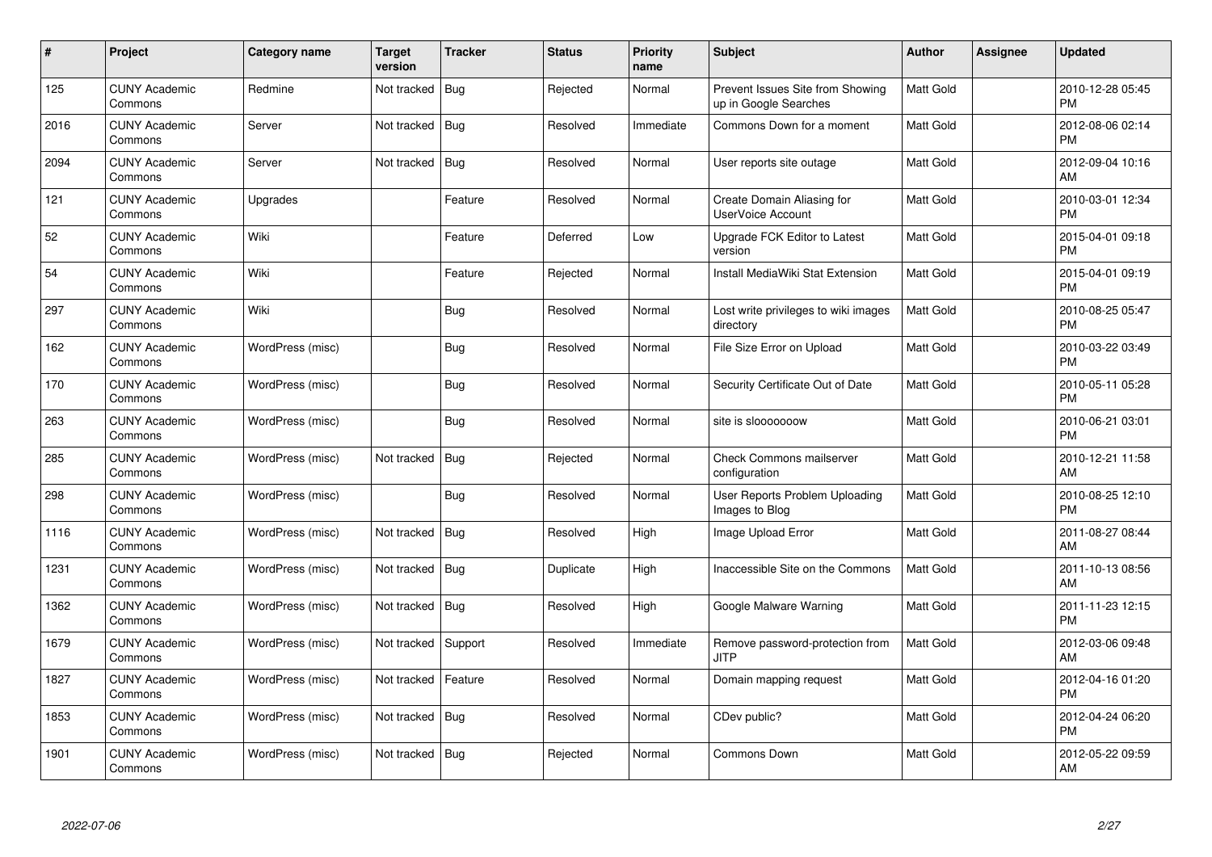| # | Project | Category name | Target version | Tracker | Status | Priority name | Subject | Author | Assignee | Updated |
|---|---|---|---|---|---|---|---|---|---|---|
| 125 | CUNY Academic Commons | Redmine | Not tracked | Bug | Rejected | Normal | Prevent Issues Site from Showing up in Google Searches | Matt Gold | | 2010-12-28 05:45 PM |
| 2016 | CUNY Academic Commons | Server | Not tracked | Bug | Resolved | Immediate | Commons Down for a moment | Matt Gold | | 2012-08-06 02:14 PM |
| 2094 | CUNY Academic Commons | Server | Not tracked | Bug | Resolved | Normal | User reports site outage | Matt Gold | | 2012-09-04 10:16 AM |
| 121 | CUNY Academic Commons | Upgrades | | Feature | Resolved | Normal | Create Domain Aliasing for UserVoice Account | Matt Gold | | 2010-03-01 12:34 PM |
| 52 | CUNY Academic Commons | Wiki | | Feature | Deferred | Low | Upgrade FCK Editor to Latest version | Matt Gold | | 2015-04-01 09:18 PM |
| 54 | CUNY Academic Commons | Wiki | | Feature | Rejected | Normal | Install MediaWiki Stat Extension | Matt Gold | | 2015-04-01 09:19 PM |
| 297 | CUNY Academic Commons | Wiki | | Bug | Resolved | Normal | Lost write privileges to wiki images directory | Matt Gold | | 2010-08-25 05:47 PM |
| 162 | CUNY Academic Commons | WordPress (misc) | | Bug | Resolved | Normal | File Size Error on Upload | Matt Gold | | 2010-03-22 03:49 PM |
| 170 | CUNY Academic Commons | WordPress (misc) | | Bug | Resolved | Normal | Security Certificate Out of Date | Matt Gold | | 2010-05-11 05:28 PM |
| 263 | CUNY Academic Commons | WordPress (misc) | | Bug | Resolved | Normal | site is slooooooow | Matt Gold | | 2010-06-21 03:01 PM |
| 285 | CUNY Academic Commons | WordPress (misc) | Not tracked | Bug | Rejected | Normal | Check Commons mailserver configuration | Matt Gold | | 2010-12-21 11:58 AM |
| 298 | CUNY Academic Commons | WordPress (misc) | | Bug | Resolved | Normal | User Reports Problem Uploading Images to Blog | Matt Gold | | 2010-08-25 12:10 PM |
| 1116 | CUNY Academic Commons | WordPress (misc) | Not tracked | Bug | Resolved | High | Image Upload Error | Matt Gold | | 2011-08-27 08:44 AM |
| 1231 | CUNY Academic Commons | WordPress (misc) | Not tracked | Bug | Duplicate | High | Inaccessible Site on the Commons | Matt Gold | | 2011-10-13 08:56 AM |
| 1362 | CUNY Academic Commons | WordPress (misc) | Not tracked | Bug | Resolved | High | Google Malware Warning | Matt Gold | | 2011-11-23 12:15 PM |
| 1679 | CUNY Academic Commons | WordPress (misc) | Not tracked | Support | Resolved | Immediate | Remove password-protection from JITP | Matt Gold | | 2012-03-06 09:48 AM |
| 1827 | CUNY Academic Commons | WordPress (misc) | Not tracked | Feature | Resolved | Normal | Domain mapping request | Matt Gold | | 2012-04-16 01:20 PM |
| 1853 | CUNY Academic Commons | WordPress (misc) | Not tracked | Bug | Resolved | Normal | CDev public? | Matt Gold | | 2012-04-24 06:20 PM |
| 1901 | CUNY Academic Commons | WordPress (misc) | Not tracked | Bug | Rejected | Normal | Commons Down | Matt Gold | | 2012-05-22 09:59 AM |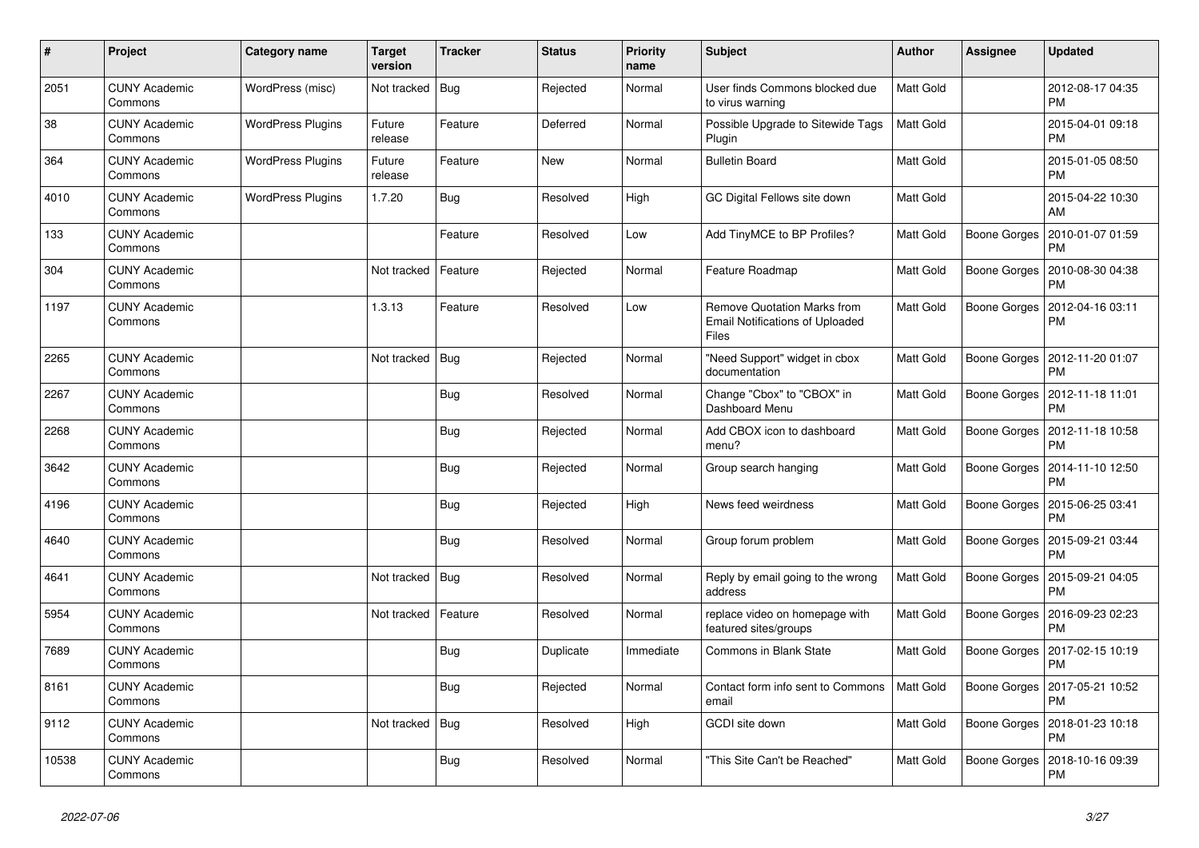| # | Project | Category name | Target version | Tracker | Status | Priority name | Subject | Author | Assignee | Updated |
|---|---|---|---|---|---|---|---|---|---|---|
| 2051 | CUNY Academic Commons | WordPress (misc) | Not tracked | Bug | Rejected | Normal | User finds Commons blocked due to virus warning | Matt Gold | | 2012-08-17 04:35 PM |
| 38 | CUNY Academic Commons | WordPress Plugins | Future release | Feature | Deferred | Normal | Possible Upgrade to Sitewide Tags Plugin | Matt Gold | | 2015-04-01 09:18 PM |
| 364 | CUNY Academic Commons | WordPress Plugins | Future release | Feature | New | Normal | Bulletin Board | Matt Gold | | 2015-01-05 08:50 PM |
| 4010 | CUNY Academic Commons | WordPress Plugins | 1.7.20 | Bug | Resolved | High | GC Digital Fellows site down | Matt Gold | | 2015-04-22 10:30 AM |
| 133 | CUNY Academic Commons | | | Feature | Resolved | Low | Add TinyMCE to BP Profiles? | Matt Gold | Boone Gorges | 2010-01-07 01:59 PM |
| 304 | CUNY Academic Commons | | Not tracked | Feature | Rejected | Normal | Feature Roadmap | Matt Gold | Boone Gorges | 2010-08-30 04:38 PM |
| 1197 | CUNY Academic Commons | | 1.3.13 | Feature | Resolved | Low | Remove Quotation Marks from Email Notifications of Uploaded Files | Matt Gold | Boone Gorges | 2012-04-16 03:11 PM |
| 2265 | CUNY Academic Commons | | Not tracked | Bug | Rejected | Normal | "Need Support" widget in cbox documentation | Matt Gold | Boone Gorges | 2012-11-20 01:07 PM |
| 2267 | CUNY Academic Commons | | | Bug | Resolved | Normal | Change "Cbox" to "CBOX" in Dashboard Menu | Matt Gold | Boone Gorges | 2012-11-18 11:01 PM |
| 2268 | CUNY Academic Commons | | | Bug | Rejected | Normal | Add CBOX icon to dashboard menu? | Matt Gold | Boone Gorges | 2012-11-18 10:58 PM |
| 3642 | CUNY Academic Commons | | | Bug | Rejected | Normal | Group search hanging | Matt Gold | Boone Gorges | 2014-11-10 12:50 PM |
| 4196 | CUNY Academic Commons | | | Bug | Rejected | High | News feed weirdness | Matt Gold | Boone Gorges | 2015-06-25 03:41 PM |
| 4640 | CUNY Academic Commons | | | Bug | Resolved | Normal | Group forum problem | Matt Gold | Boone Gorges | 2015-09-21 03:44 PM |
| 4641 | CUNY Academic Commons | | Not tracked | Bug | Resolved | Normal | Reply by email going to the wrong address | Matt Gold | Boone Gorges | 2015-09-21 04:05 PM |
| 5954 | CUNY Academic Commons | | Not tracked | Feature | Resolved | Normal | replace video on homepage with featured sites/groups | Matt Gold | Boone Gorges | 2016-09-23 02:23 PM |
| 7689 | CUNY Academic Commons | | | Bug | Duplicate | Immediate | Commons in Blank State | Matt Gold | Boone Gorges | 2017-02-15 10:19 PM |
| 8161 | CUNY Academic Commons | | | Bug | Rejected | Normal | Contact form info sent to Commons email | Matt Gold | Boone Gorges | 2017-05-21 10:52 PM |
| 9112 | CUNY Academic Commons | | Not tracked | Bug | Resolved | High | GCDI site down | Matt Gold | Boone Gorges | 2018-01-23 10:18 PM |
| 10538 | CUNY Academic Commons | | | Bug | Resolved | Normal | "This Site Can't be Reached" | Matt Gold | Boone Gorges | 2018-10-16 09:39 PM |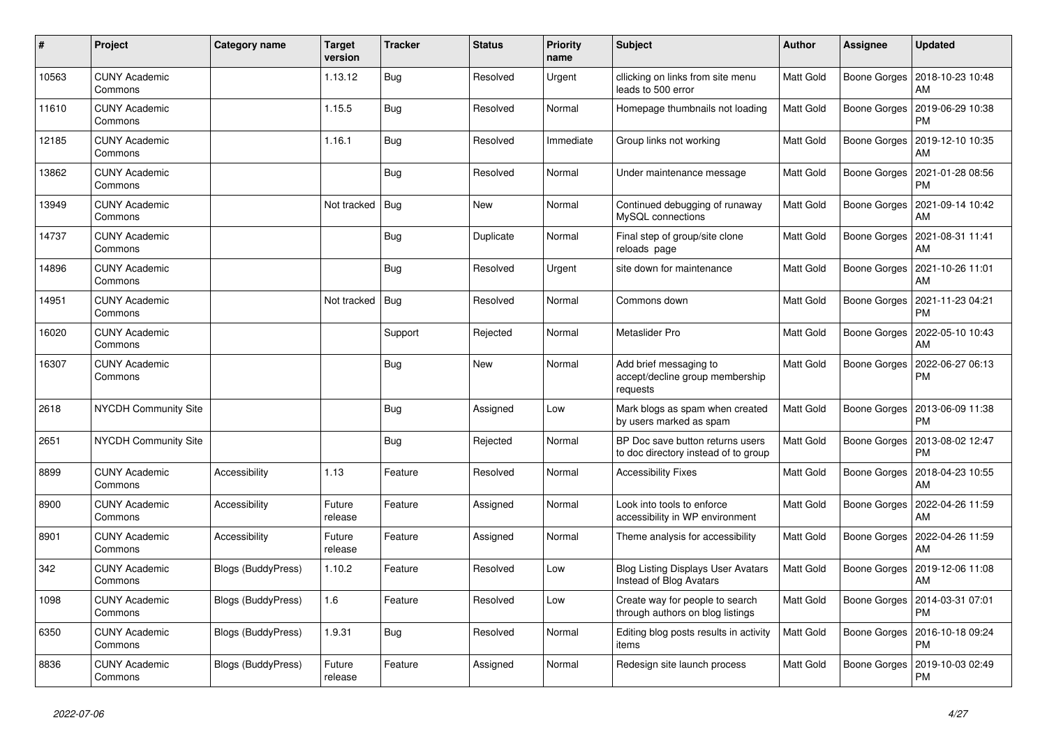| # | Project | Category name | Target version | Tracker | Status | Priority name | Subject | Author | Assignee | Updated |
|---|---|---|---|---|---|---|---|---|---|---|
| 10563 | CUNY Academic Commons | | 1.13.12 | Bug | Resolved | Urgent | cllicking on links from site menu leads to 500 error | Matt Gold | Boone Gorges | 2018-10-23 10:48 AM |
| 11610 | CUNY Academic Commons | | 1.15.5 | Bug | Resolved | Normal | Homepage thumbnails not loading | Matt Gold | Boone Gorges | 2019-06-29 10:38 PM |
| 12185 | CUNY Academic Commons | | 1.16.1 | Bug | Resolved | Immediate | Group links not working | Matt Gold | Boone Gorges | 2019-12-10 10:35 AM |
| 13862 | CUNY Academic Commons | | | Bug | Resolved | Normal | Under maintenance message | Matt Gold | Boone Gorges | 2021-01-28 08:56 PM |
| 13949 | CUNY Academic Commons | | Not tracked | Bug | New | Normal | Continued debugging of runaway MySQL connections | Matt Gold | Boone Gorges | 2021-09-14 10:42 AM |
| 14737 | CUNY Academic Commons | | | Bug | Duplicate | Normal | Final step of group/site clone reloads page | Matt Gold | Boone Gorges | 2021-08-31 11:41 AM |
| 14896 | CUNY Academic Commons | | | Bug | Resolved | Urgent | site down for maintenance | Matt Gold | Boone Gorges | 2021-10-26 11:01 AM |
| 14951 | CUNY Academic Commons | | Not tracked | Bug | Resolved | Normal | Commons down | Matt Gold | Boone Gorges | 2021-11-23 04:21 PM |
| 16020 | CUNY Academic Commons | | | Support | Rejected | Normal | Metaslider Pro | Matt Gold | Boone Gorges | 2022-05-10 10:43 AM |
| 16307 | CUNY Academic Commons | | | Bug | New | Normal | Add brief messaging to accept/decline group membership requests | Matt Gold | Boone Gorges | 2022-06-27 06:13 PM |
| 2618 | NYCDH Community Site | | | Bug | Assigned | Low | Mark blogs as spam when created by users marked as spam | Matt Gold | Boone Gorges | 2013-06-09 11:38 PM |
| 2651 | NYCDH Community Site | | | Bug | Rejected | Normal | BP Doc save button returns users to doc directory instead of to group | Matt Gold | Boone Gorges | 2013-08-02 12:47 PM |
| 8899 | CUNY Academic Commons | Accessibility | 1.13 | Feature | Resolved | Normal | Accessibility Fixes | Matt Gold | Boone Gorges | 2018-04-23 10:55 AM |
| 8900 | CUNY Academic Commons | Accessibility | Future release | Feature | Assigned | Normal | Look into tools to enforce accessibility in WP environment | Matt Gold | Boone Gorges | 2022-04-26 11:59 AM |
| 8901 | CUNY Academic Commons | Accessibility | Future release | Feature | Assigned | Normal | Theme analysis for accessibility | Matt Gold | Boone Gorges | 2022-04-26 11:59 AM |
| 342 | CUNY Academic Commons | Blogs (BuddyPress) | 1.10.2 | Feature | Resolved | Low | Blog Listing Displays User Avatars Instead of Blog Avatars | Matt Gold | Boone Gorges | 2019-12-06 11:08 AM |
| 1098 | CUNY Academic Commons | Blogs (BuddyPress) | 1.6 | Feature | Resolved | Low | Create way for people to search through authors on blog listings | Matt Gold | Boone Gorges | 2014-03-31 07:01 PM |
| 6350 | CUNY Academic Commons | Blogs (BuddyPress) | 1.9.31 | Bug | Resolved | Normal | Editing blog posts results in activity items | Matt Gold | Boone Gorges | 2016-10-18 09:24 PM |
| 8836 | CUNY Academic Commons | Blogs (BuddyPress) | Future release | Feature | Assigned | Normal | Redesign site launch process | Matt Gold | Boone Gorges | 2019-10-03 02:49 PM |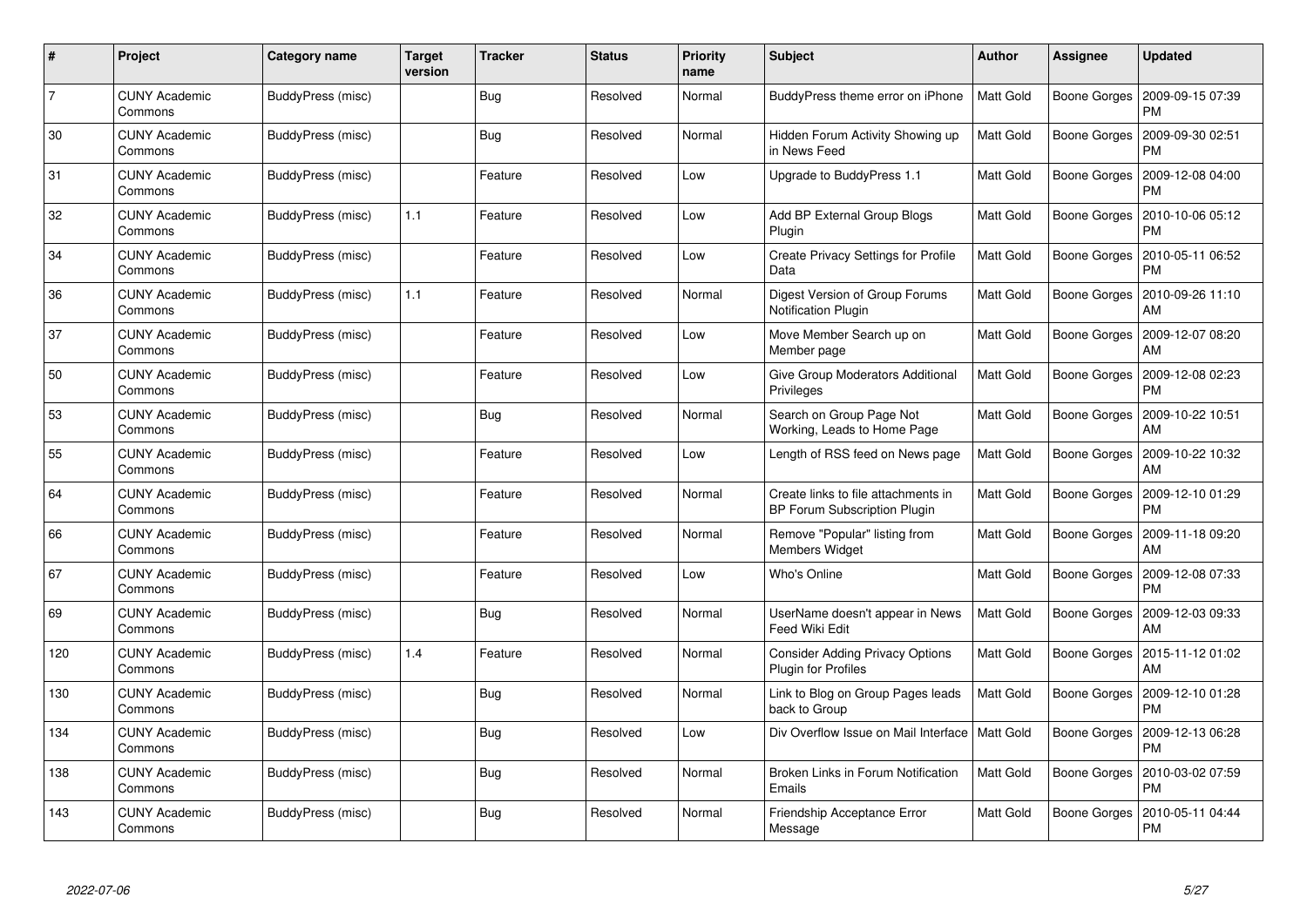| # | Project | Category name | Target version | Tracker | Status | Priority name | Subject | Author | Assignee | Updated |
|---|---|---|---|---|---|---|---|---|---|---|
| 7 | CUNY Academic Commons | BuddyPress (misc) | | Bug | Resolved | Normal | BuddyPress theme error on iPhone | Matt Gold | Boone Gorges | 2009-09-15 07:39 PM |
| 30 | CUNY Academic Commons | BuddyPress (misc) | | Bug | Resolved | Normal | Hidden Forum Activity Showing up in News Feed | Matt Gold | Boone Gorges | 2009-09-30 02:51 PM |
| 31 | CUNY Academic Commons | BuddyPress (misc) | | Feature | Resolved | Low | Upgrade to BuddyPress 1.1 | Matt Gold | Boone Gorges | 2009-12-08 04:00 PM |
| 32 | CUNY Academic Commons | BuddyPress (misc) | 1.1 | Feature | Resolved | Low | Add BP External Group Blogs Plugin | Matt Gold | Boone Gorges | 2010-10-06 05:12 PM |
| 34 | CUNY Academic Commons | BuddyPress (misc) | | Feature | Resolved | Low | Create Privacy Settings for Profile Data | Matt Gold | Boone Gorges | 2010-05-11 06:52 PM |
| 36 | CUNY Academic Commons | BuddyPress (misc) | 1.1 | Feature | Resolved | Normal | Digest Version of Group Forums Notification Plugin | Matt Gold | Boone Gorges | 2010-09-26 11:10 AM |
| 37 | CUNY Academic Commons | BuddyPress (misc) | | Feature | Resolved | Low | Move Member Search up on Member page | Matt Gold | Boone Gorges | 2009-12-07 08:20 AM |
| 50 | CUNY Academic Commons | BuddyPress (misc) | | Feature | Resolved | Low | Give Group Moderators Additional Privileges | Matt Gold | Boone Gorges | 2009-12-08 02:23 PM |
| 53 | CUNY Academic Commons | BuddyPress (misc) | | Bug | Resolved | Normal | Search on Group Page Not Working, Leads to Home Page | Matt Gold | Boone Gorges | 2009-10-22 10:51 AM |
| 55 | CUNY Academic Commons | BuddyPress (misc) | | Feature | Resolved | Low | Length of RSS feed on News page | Matt Gold | Boone Gorges | 2009-10-22 10:32 AM |
| 64 | CUNY Academic Commons | BuddyPress (misc) | | Feature | Resolved | Normal | Create links to file attachments in BP Forum Subscription Plugin | Matt Gold | Boone Gorges | 2009-12-10 01:29 PM |
| 66 | CUNY Academic Commons | BuddyPress (misc) | | Feature | Resolved | Normal | Remove "Popular" listing from Members Widget | Matt Gold | Boone Gorges | 2009-11-18 09:20 AM |
| 67 | CUNY Academic Commons | BuddyPress (misc) | | Feature | Resolved | Low | Who's Online | Matt Gold | Boone Gorges | 2009-12-08 07:33 PM |
| 69 | CUNY Academic Commons | BuddyPress (misc) | | Bug | Resolved | Normal | UserName doesn't appear in News Feed Wiki Edit | Matt Gold | Boone Gorges | 2009-12-03 09:33 AM |
| 120 | CUNY Academic Commons | BuddyPress (misc) | 1.4 | Feature | Resolved | Normal | Consider Adding Privacy Options Plugin for Profiles | Matt Gold | Boone Gorges | 2015-11-12 01:02 AM |
| 130 | CUNY Academic Commons | BuddyPress (misc) | | Bug | Resolved | Normal | Link to Blog on Group Pages leads back to Group | Matt Gold | Boone Gorges | 2009-12-10 01:28 PM |
| 134 | CUNY Academic Commons | BuddyPress (misc) | | Bug | Resolved | Low | Div Overflow Issue on Mail Interface | Matt Gold | Boone Gorges | 2009-12-13 06:28 PM |
| 138 | CUNY Academic Commons | BuddyPress (misc) | | Bug | Resolved | Normal | Broken Links in Forum Notification Emails | Matt Gold | Boone Gorges | 2010-03-02 07:59 PM |
| 143 | CUNY Academic Commons | BuddyPress (misc) | | Bug | Resolved | Normal | Friendship Acceptance Error Message | Matt Gold | Boone Gorges | 2010-05-11 04:44 PM |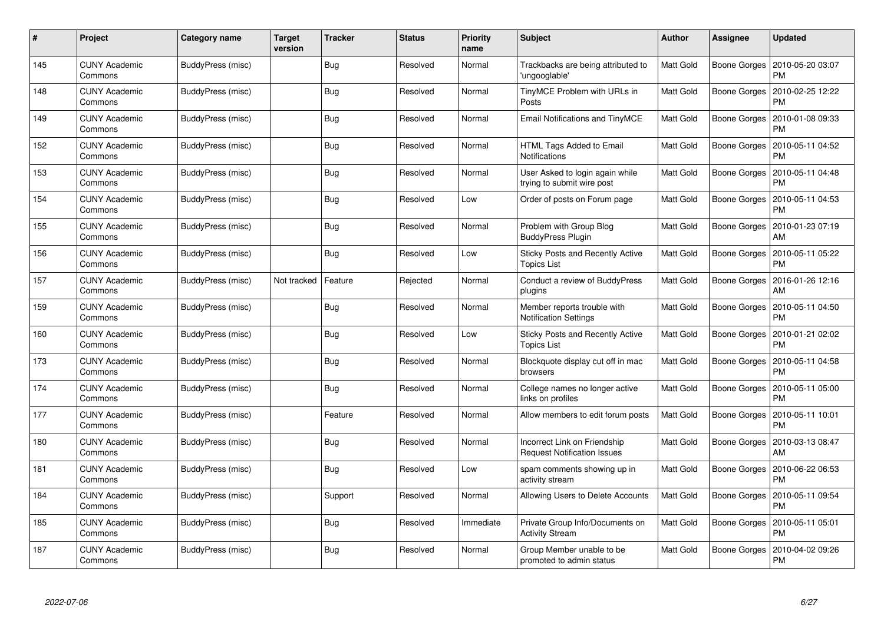| # | Project | Category name | Target version | Tracker | Status | Priority name | Subject | Author | Assignee | Updated |
|---|---|---|---|---|---|---|---|---|---|---|
| 145 | CUNY Academic Commons | BuddyPress (misc) | | Bug | Resolved | Normal | Trackbacks are being attributed to 'ungooglable' | Matt Gold | Boone Gorges | 2010-05-20 03:07 PM |
| 148 | CUNY Academic Commons | BuddyPress (misc) | | Bug | Resolved | Normal | TinyMCE Problem with URLs in Posts | Matt Gold | Boone Gorges | 2010-02-25 12:22 PM |
| 149 | CUNY Academic Commons | BuddyPress (misc) | | Bug | Resolved | Normal | Email Notifications and TinyMCE | Matt Gold | Boone Gorges | 2010-01-08 09:33 PM |
| 152 | CUNY Academic Commons | BuddyPress (misc) | | Bug | Resolved | Normal | HTML Tags Added to Email Notifications | Matt Gold | Boone Gorges | 2010-05-11 04:52 PM |
| 153 | CUNY Academic Commons | BuddyPress (misc) | | Bug | Resolved | Normal | User Asked to login again while trying to submit wire post | Matt Gold | Boone Gorges | 2010-05-11 04:48 PM |
| 154 | CUNY Academic Commons | BuddyPress (misc) | | Bug | Resolved | Low | Order of posts on Forum page | Matt Gold | Boone Gorges | 2010-05-11 04:53 PM |
| 155 | CUNY Academic Commons | BuddyPress (misc) | | Bug | Resolved | Normal | Problem with Group Blog BuddyPress Plugin | Matt Gold | Boone Gorges | 2010-01-23 07:19 AM |
| 156 | CUNY Academic Commons | BuddyPress (misc) | | Bug | Resolved | Low | Sticky Posts and Recently Active Topics List | Matt Gold | Boone Gorges | 2010-05-11 05:22 PM |
| 157 | CUNY Academic Commons | BuddyPress (misc) | Not tracked | Feature | Rejected | Normal | Conduct a review of BuddyPress plugins | Matt Gold | Boone Gorges | 2016-01-26 12:16 AM |
| 159 | CUNY Academic Commons | BuddyPress (misc) | | Bug | Resolved | Normal | Member reports trouble with Notification Settings | Matt Gold | Boone Gorges | 2010-05-11 04:50 PM |
| 160 | CUNY Academic Commons | BuddyPress (misc) | | Bug | Resolved | Low | Sticky Posts and Recently Active Topics List | Matt Gold | Boone Gorges | 2010-01-21 02:02 PM |
| 173 | CUNY Academic Commons | BuddyPress (misc) | | Bug | Resolved | Normal | Blockquote display cut off in mac browsers | Matt Gold | Boone Gorges | 2010-05-11 04:58 PM |
| 174 | CUNY Academic Commons | BuddyPress (misc) | | Bug | Resolved | Normal | College names no longer active links on profiles | Matt Gold | Boone Gorges | 2010-05-11 05:00 PM |
| 177 | CUNY Academic Commons | BuddyPress (misc) | | Feature | Resolved | Normal | Allow members to edit forum posts | Matt Gold | Boone Gorges | 2010-05-11 10:01 PM |
| 180 | CUNY Academic Commons | BuddyPress (misc) | | Bug | Resolved | Normal | Incorrect Link on Friendship Request Notification Issues | Matt Gold | Boone Gorges | 2010-03-13 08:47 AM |
| 181 | CUNY Academic Commons | BuddyPress (misc) | | Bug | Resolved | Low | spam comments showing up in activity stream | Matt Gold | Boone Gorges | 2010-06-22 06:53 PM |
| 184 | CUNY Academic Commons | BuddyPress (misc) | | Support | Resolved | Normal | Allowing Users to Delete Accounts | Matt Gold | Boone Gorges | 2010-05-11 09:54 PM |
| 185 | CUNY Academic Commons | BuddyPress (misc) | | Bug | Resolved | Immediate | Private Group Info/Documents on Activity Stream | Matt Gold | Boone Gorges | 2010-05-11 05:01 PM |
| 187 | CUNY Academic Commons | BuddyPress (misc) | | Bug | Resolved | Normal | Group Member unable to be promoted to admin status | Matt Gold | Boone Gorges | 2010-04-02 09:26 PM |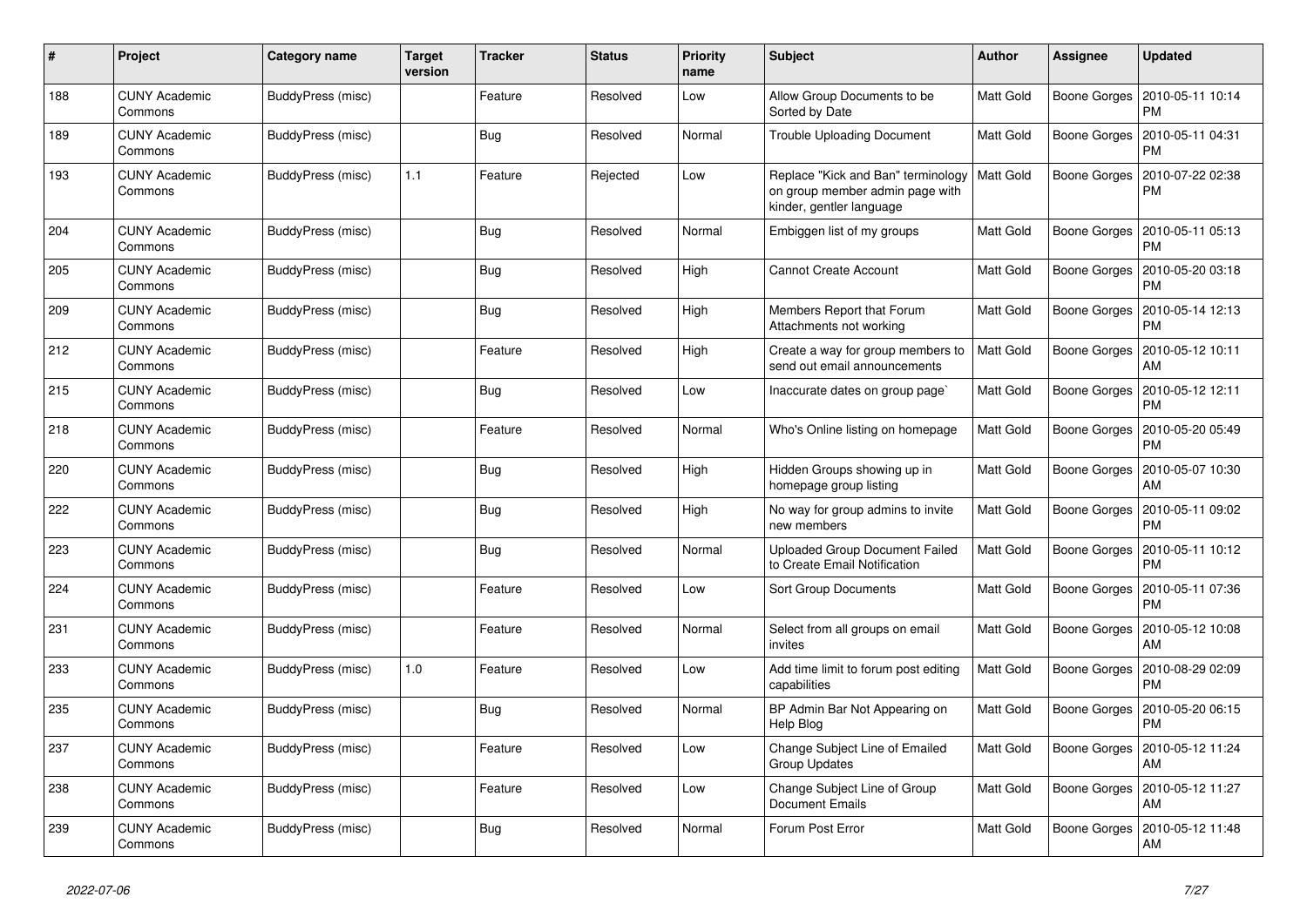| # | Project | Category name | Target version | Tracker | Status | Priority name | Subject | Author | Assignee | Updated |
|---|---|---|---|---|---|---|---|---|---|---|
| 188 | CUNY Academic Commons | BuddyPress (misc) | | Feature | Resolved | Low | Allow Group Documents to be Sorted by Date | Matt Gold | Boone Gorges | 2010-05-11 10:14 PM |
| 189 | CUNY Academic Commons | BuddyPress (misc) | | Bug | Resolved | Normal | Trouble Uploading Document | Matt Gold | Boone Gorges | 2010-05-11 04:31 PM |
| 193 | CUNY Academic Commons | BuddyPress (misc) | 1.1 | Feature | Rejected | Low | Replace "Kick and Ban" terminology on group member admin page with kinder, gentler language | Matt Gold | Boone Gorges | 2010-07-22 02:38 PM |
| 204 | CUNY Academic Commons | BuddyPress (misc) | | Bug | Resolved | Normal | Embiggen list of my groups | Matt Gold | Boone Gorges | 2010-05-11 05:13 PM |
| 205 | CUNY Academic Commons | BuddyPress (misc) | | Bug | Resolved | High | Cannot Create Account | Matt Gold | Boone Gorges | 2010-05-20 03:18 PM |
| 209 | CUNY Academic Commons | BuddyPress (misc) | | Bug | Resolved | High | Members Report that Forum Attachments not working | Matt Gold | Boone Gorges | 2010-05-14 12:13 PM |
| 212 | CUNY Academic Commons | BuddyPress (misc) | | Feature | Resolved | High | Create a way for group members to send out email announcements | Matt Gold | Boone Gorges | 2010-05-12 10:11 AM |
| 215 | CUNY Academic Commons | BuddyPress (misc) | | Bug | Resolved | Low | Inaccurate dates on group page` | Matt Gold | Boone Gorges | 2010-05-12 12:11 PM |
| 218 | CUNY Academic Commons | BuddyPress (misc) | | Feature | Resolved | Normal | Who's Online listing on homepage | Matt Gold | Boone Gorges | 2010-05-20 05:49 PM |
| 220 | CUNY Academic Commons | BuddyPress (misc) | | Bug | Resolved | High | Hidden Groups showing up in homepage group listing | Matt Gold | Boone Gorges | 2010-05-07 10:30 AM |
| 222 | CUNY Academic Commons | BuddyPress (misc) | | Bug | Resolved | High | No way for group admins to invite new members | Matt Gold | Boone Gorges | 2010-05-11 09:02 PM |
| 223 | CUNY Academic Commons | BuddyPress (misc) | | Bug | Resolved | Normal | Uploaded Group Document Failed to Create Email Notification | Matt Gold | Boone Gorges | 2010-05-11 10:12 PM |
| 224 | CUNY Academic Commons | BuddyPress (misc) | | Feature | Resolved | Low | Sort Group Documents | Matt Gold | Boone Gorges | 2010-05-11 07:36 PM |
| 231 | CUNY Academic Commons | BuddyPress (misc) | | Feature | Resolved | Normal | Select from all groups on email invites | Matt Gold | Boone Gorges | 2010-05-12 10:08 AM |
| 233 | CUNY Academic Commons | BuddyPress (misc) | 1.0 | Feature | Resolved | Low | Add time limit to forum post editing capabilities | Matt Gold | Boone Gorges | 2010-08-29 02:09 PM |
| 235 | CUNY Academic Commons | BuddyPress (misc) | | Bug | Resolved | Normal | BP Admin Bar Not Appearing on Help Blog | Matt Gold | Boone Gorges | 2010-05-20 06:15 PM |
| 237 | CUNY Academic Commons | BuddyPress (misc) | | Feature | Resolved | Low | Change Subject Line of Emailed Group Updates | Matt Gold | Boone Gorges | 2010-05-12 11:24 AM |
| 238 | CUNY Academic Commons | BuddyPress (misc) | | Feature | Resolved | Low | Change Subject Line of Group Document Emails | Matt Gold | Boone Gorges | 2010-05-12 11:27 AM |
| 239 | CUNY Academic Commons | BuddyPress (misc) | | Bug | Resolved | Normal | Forum Post Error | Matt Gold | Boone Gorges | 2010-05-12 11:48 AM |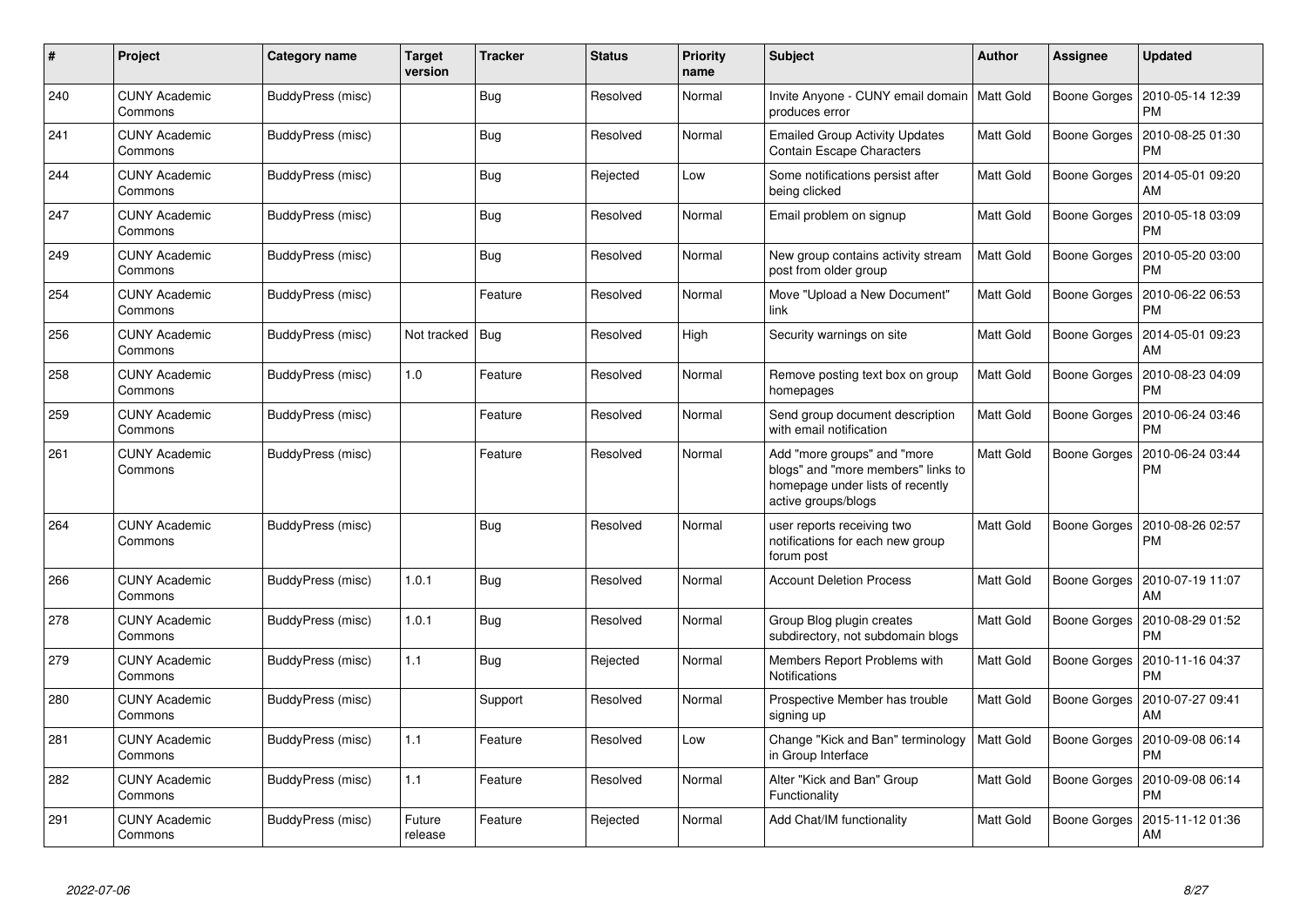| # | Project | Category name | Target version | Tracker | Status | Priority name | Subject | Author | Assignee | Updated |
|---|---|---|---|---|---|---|---|---|---|---|
| 240 | CUNY Academic Commons | BuddyPress (misc) | | Bug | Resolved | Normal | Invite Anyone - CUNY email domain produces error | Matt Gold | Boone Gorges | 2010-05-14 12:39 PM |
| 241 | CUNY Academic Commons | BuddyPress (misc) | | Bug | Resolved | Normal | Emailed Group Activity Updates Contain Escape Characters | Matt Gold | Boone Gorges | 2010-08-25 01:30 PM |
| 244 | CUNY Academic Commons | BuddyPress (misc) | | Bug | Rejected | Low | Some notifications persist after being clicked | Matt Gold | Boone Gorges | 2014-05-01 09:20 AM |
| 247 | CUNY Academic Commons | BuddyPress (misc) | | Bug | Resolved | Normal | Email problem on signup | Matt Gold | Boone Gorges | 2010-05-18 03:09 PM |
| 249 | CUNY Academic Commons | BuddyPress (misc) | | Bug | Resolved | Normal | New group contains activity stream post from older group | Matt Gold | Boone Gorges | 2010-05-20 03:00 PM |
| 254 | CUNY Academic Commons | BuddyPress (misc) | | Feature | Resolved | Normal | Move "Upload a New Document" link | Matt Gold | Boone Gorges | 2010-06-22 06:53 PM |
| 256 | CUNY Academic Commons | BuddyPress (misc) | Not tracked | Bug | Resolved | High | Security warnings on site | Matt Gold | Boone Gorges | 2014-05-01 09:23 AM |
| 258 | CUNY Academic Commons | BuddyPress (misc) | 1.0 | Feature | Resolved | Normal | Remove posting text box on group homepages | Matt Gold | Boone Gorges | 2010-08-23 04:09 PM |
| 259 | CUNY Academic Commons | BuddyPress (misc) | | Feature | Resolved | Normal | Send group document description with email notification | Matt Gold | Boone Gorges | 2010-06-24 03:46 PM |
| 261 | CUNY Academic Commons | BuddyPress (misc) | | Feature | Resolved | Normal | Add "more groups" and "more blogs" and "more members" links to homepage under lists of recently active groups/blogs | Matt Gold | Boone Gorges | 2010-06-24 03:44 PM |
| 264 | CUNY Academic Commons | BuddyPress (misc) | | Bug | Resolved | Normal | user reports receiving two notifications for each new group forum post | Matt Gold | Boone Gorges | 2010-08-26 02:57 PM |
| 266 | CUNY Academic Commons | BuddyPress (misc) | 1.0.1 | Bug | Resolved | Normal | Account Deletion Process | Matt Gold | Boone Gorges | 2010-07-19 11:07 AM |
| 278 | CUNY Academic Commons | BuddyPress (misc) | 1.0.1 | Bug | Resolved | Normal | Group Blog plugin creates subdirectory, not subdomain blogs | Matt Gold | Boone Gorges | 2010-08-29 01:52 PM |
| 279 | CUNY Academic Commons | BuddyPress (misc) | 1.1 | Bug | Rejected | Normal | Members Report Problems with Notifications | Matt Gold | Boone Gorges | 2010-11-16 04:37 PM |
| 280 | CUNY Academic Commons | BuddyPress (misc) | | Support | Resolved | Normal | Prospective Member has trouble signing up | Matt Gold | Boone Gorges | 2010-07-27 09:41 AM |
| 281 | CUNY Academic Commons | BuddyPress (misc) | 1.1 | Feature | Resolved | Low | Change "Kick and Ban" terminology in Group Interface | Matt Gold | Boone Gorges | 2010-09-08 06:14 PM |
| 282 | CUNY Academic Commons | BuddyPress (misc) | 1.1 | Feature | Resolved | Normal | Alter "Kick and Ban" Group Functionality | Matt Gold | Boone Gorges | 2010-09-08 06:14 PM |
| 291 | CUNY Academic Commons | BuddyPress (misc) | Future release | Feature | Rejected | Normal | Add Chat/IM functionality | Matt Gold | Boone Gorges | 2015-11-12 01:36 AM |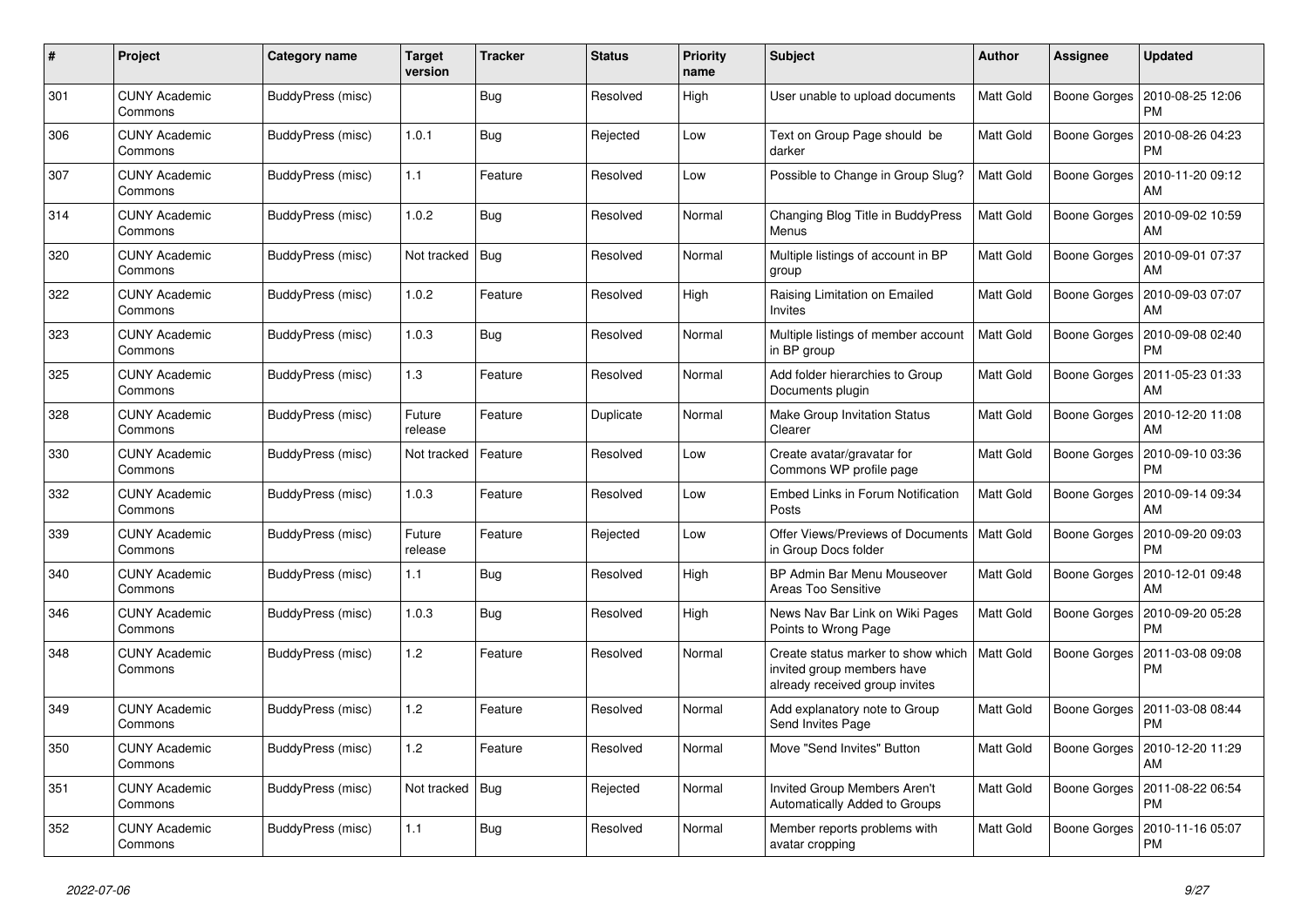| # | Project | Category name | Target version | Tracker | Status | Priority name | Subject | Author | Assignee | Updated |
|---|---|---|---|---|---|---|---|---|---|---|
| 301 | CUNY Academic Commons | BuddyPress (misc) | | Bug | Resolved | High | User unable to upload documents | Matt Gold | Boone Gorges | 2010-08-25 12:06 PM |
| 306 | CUNY Academic Commons | BuddyPress (misc) | 1.0.1 | Bug | Rejected | Low | Text on Group Page should be darker | Matt Gold | Boone Gorges | 2010-08-26 04:23 PM |
| 307 | CUNY Academic Commons | BuddyPress (misc) | 1.1 | Feature | Resolved | Low | Possible to Change in Group Slug? | Matt Gold | Boone Gorges | 2010-11-20 09:12 AM |
| 314 | CUNY Academic Commons | BuddyPress (misc) | 1.0.2 | Bug | Resolved | Normal | Changing Blog Title in BuddyPress Menus | Matt Gold | Boone Gorges | 2010-09-02 10:59 AM |
| 320 | CUNY Academic Commons | BuddyPress (misc) | Not tracked | Bug | Resolved | Normal | Multiple listings of account in BP group | Matt Gold | Boone Gorges | 2010-09-01 07:37 AM |
| 322 | CUNY Academic Commons | BuddyPress (misc) | 1.0.2 | Feature | Resolved | High | Raising Limitation on Emailed Invites | Matt Gold | Boone Gorges | 2010-09-03 07:07 AM |
| 323 | CUNY Academic Commons | BuddyPress (misc) | 1.0.3 | Bug | Resolved | Normal | Multiple listings of member account in BP group | Matt Gold | Boone Gorges | 2010-09-08 02:40 PM |
| 325 | CUNY Academic Commons | BuddyPress (misc) | 1.3 | Feature | Resolved | Normal | Add folder hierarchies to Group Documents plugin | Matt Gold | Boone Gorges | 2011-05-23 01:33 AM |
| 328 | CUNY Academic Commons | BuddyPress (misc) | Future release | Feature | Duplicate | Normal | Make Group Invitation Status Clearer | Matt Gold | Boone Gorges | 2010-12-20 11:08 AM |
| 330 | CUNY Academic Commons | BuddyPress (misc) | Not tracked | Feature | Resolved | Low | Create avatar/gravatar for Commons WP profile page | Matt Gold | Boone Gorges | 2010-09-10 03:36 PM |
| 332 | CUNY Academic Commons | BuddyPress (misc) | 1.0.3 | Feature | Resolved | Low | Embed Links in Forum Notification Posts | Matt Gold | Boone Gorges | 2010-09-14 09:34 AM |
| 339 | CUNY Academic Commons | BuddyPress (misc) | Future release | Feature | Rejected | Low | Offer Views/Previews of Documents in Group Docs folder | Matt Gold | Boone Gorges | 2010-09-20 09:03 PM |
| 340 | CUNY Academic Commons | BuddyPress (misc) | 1.1 | Bug | Resolved | High | BP Admin Bar Menu Mouseover Areas Too Sensitive | Matt Gold | Boone Gorges | 2010-12-01 09:48 AM |
| 346 | CUNY Academic Commons | BuddyPress (misc) | 1.0.3 | Bug | Resolved | High | News Nav Bar Link on Wiki Pages Points to Wrong Page | Matt Gold | Boone Gorges | 2010-09-20 05:28 PM |
| 348 | CUNY Academic Commons | BuddyPress (misc) | 1.2 | Feature | Resolved | Normal | Create status marker to show which invited group members have already received group invites | Matt Gold | Boone Gorges | 2011-03-08 09:08 PM |
| 349 | CUNY Academic Commons | BuddyPress (misc) | 1.2 | Feature | Resolved | Normal | Add explanatory note to Group Send Invites Page | Matt Gold | Boone Gorges | 2011-03-08 08:44 PM |
| 350 | CUNY Academic Commons | BuddyPress (misc) | 1.2 | Feature | Resolved | Normal | Move "Send Invites" Button | Matt Gold | Boone Gorges | 2010-12-20 11:29 AM |
| 351 | CUNY Academic Commons | BuddyPress (misc) | Not tracked | Bug | Rejected | Normal | Invited Group Members Aren't Automatically Added to Groups | Matt Gold | Boone Gorges | 2011-08-22 06:54 PM |
| 352 | CUNY Academic Commons | BuddyPress (misc) | 1.1 | Bug | Resolved | Normal | Member reports problems with avatar cropping | Matt Gold | Boone Gorges | 2010-11-16 05:07 PM |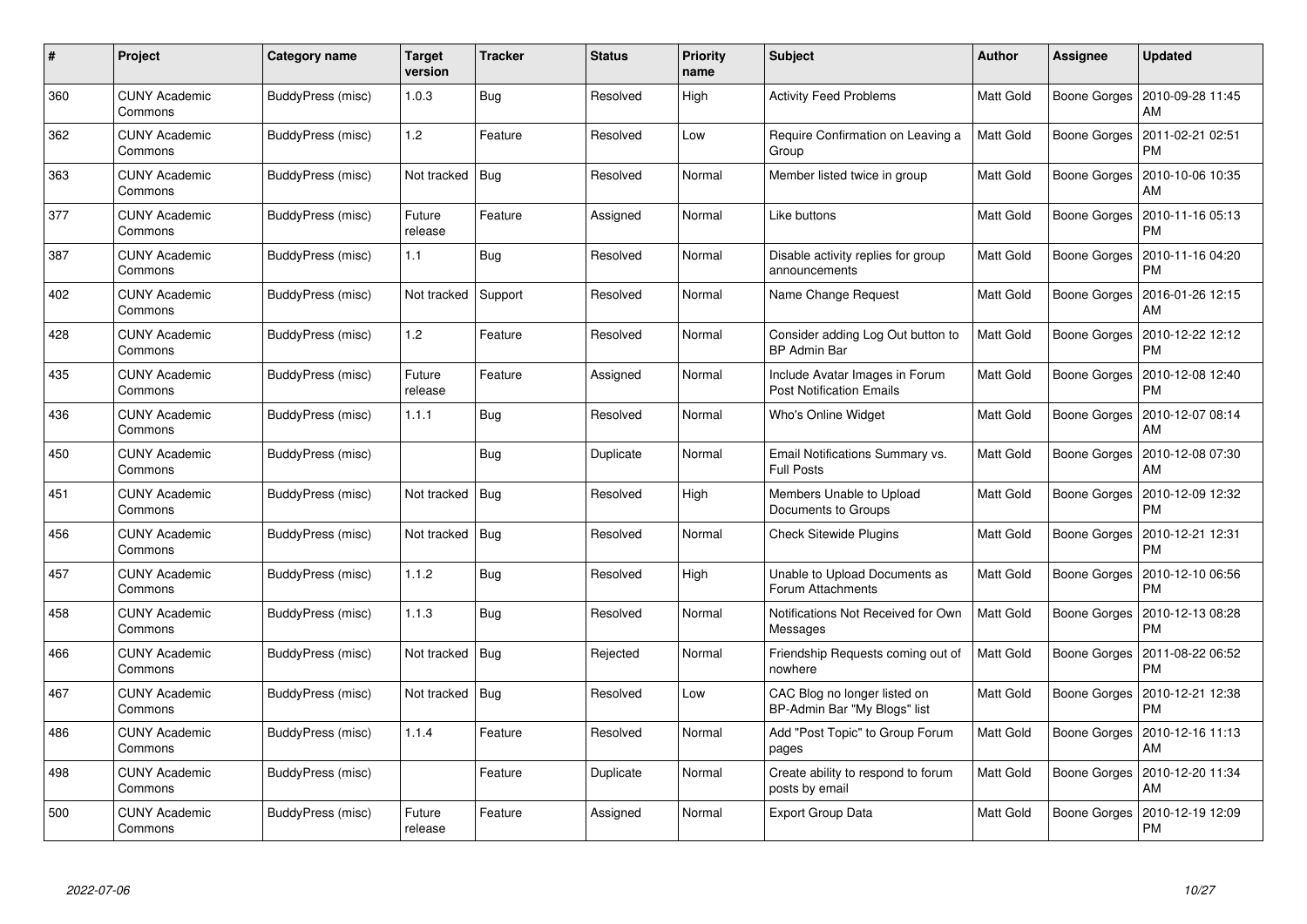| # | Project | Category name | Target version | Tracker | Status | Priority name | Subject | Author | Assignee | Updated |
|---|---|---|---|---|---|---|---|---|---|---|
| 360 | CUNY Academic Commons | BuddyPress (misc) | 1.0.3 | Bug | Resolved | High | Activity Feed Problems | Matt Gold | Boone Gorges | 2010-09-28 11:45 AM |
| 362 | CUNY Academic Commons | BuddyPress (misc) | 1.2 | Feature | Resolved | Low | Require Confirmation on Leaving a Group | Matt Gold | Boone Gorges | 2011-02-21 02:51 PM |
| 363 | CUNY Academic Commons | BuddyPress (misc) | Not tracked | Bug | Resolved | Normal | Member listed twice in group | Matt Gold | Boone Gorges | 2010-10-06 10:35 AM |
| 377 | CUNY Academic Commons | BuddyPress (misc) | Future release | Feature | Assigned | Normal | Like buttons | Matt Gold | Boone Gorges | 2010-11-16 05:13 PM |
| 387 | CUNY Academic Commons | BuddyPress (misc) | 1.1 | Bug | Resolved | Normal | Disable activity replies for group announcements | Matt Gold | Boone Gorges | 2010-11-16 04:20 PM |
| 402 | CUNY Academic Commons | BuddyPress (misc) | Not tracked | Support | Resolved | Normal | Name Change Request | Matt Gold | Boone Gorges | 2016-01-26 12:15 AM |
| 428 | CUNY Academic Commons | BuddyPress (misc) | 1.2 | Feature | Resolved | Normal | Consider adding Log Out button to BP Admin Bar | Matt Gold | Boone Gorges | 2010-12-22 12:12 PM |
| 435 | CUNY Academic Commons | BuddyPress (misc) | Future release | Feature | Assigned | Normal | Include Avatar Images in Forum Post Notification Emails | Matt Gold | Boone Gorges | 2010-12-08 12:40 PM |
| 436 | CUNY Academic Commons | BuddyPress (misc) | 1.1.1 | Bug | Resolved | Normal | Who's Online Widget | Matt Gold | Boone Gorges | 2010-12-07 08:14 AM |
| 450 | CUNY Academic Commons | BuddyPress (misc) | | Bug | Duplicate | Normal | Email Notifications Summary vs. Full Posts | Matt Gold | Boone Gorges | 2010-12-08 07:30 AM |
| 451 | CUNY Academic Commons | BuddyPress (misc) | Not tracked | Bug | Resolved | High | Members Unable to Upload Documents to Groups | Matt Gold | Boone Gorges | 2010-12-09 12:32 PM |
| 456 | CUNY Academic Commons | BuddyPress (misc) | Not tracked | Bug | Resolved | Normal | Check Sitewide Plugins | Matt Gold | Boone Gorges | 2010-12-21 12:31 PM |
| 457 | CUNY Academic Commons | BuddyPress (misc) | 1.1.2 | Bug | Resolved | High | Unable to Upload Documents as Forum Attachments | Matt Gold | Boone Gorges | 2010-12-10 06:56 PM |
| 458 | CUNY Academic Commons | BuddyPress (misc) | 1.1.3 | Bug | Resolved | Normal | Notifications Not Received for Own Messages | Matt Gold | Boone Gorges | 2010-12-13 08:28 PM |
| 466 | CUNY Academic Commons | BuddyPress (misc) | Not tracked | Bug | Rejected | Normal | Friendship Requests coming out of nowhere | Matt Gold | Boone Gorges | 2011-08-22 06:52 PM |
| 467 | CUNY Academic Commons | BuddyPress (misc) | Not tracked | Bug | Resolved | Low | CAC Blog no longer listed on BP-Admin Bar "My Blogs" list | Matt Gold | Boone Gorges | 2010-12-21 12:38 PM |
| 486 | CUNY Academic Commons | BuddyPress (misc) | 1.1.4 | Feature | Resolved | Normal | Add "Post Topic" to Group Forum pages | Matt Gold | Boone Gorges | 2010-12-16 11:13 AM |
| 498 | CUNY Academic Commons | BuddyPress (misc) | | Feature | Duplicate | Normal | Create ability to respond to forum posts by email | Matt Gold | Boone Gorges | 2010-12-20 11:34 AM |
| 500 | CUNY Academic Commons | BuddyPress (misc) | Future release | Feature | Assigned | Normal | Export Group Data | Matt Gold | Boone Gorges | 2010-12-19 12:09 PM |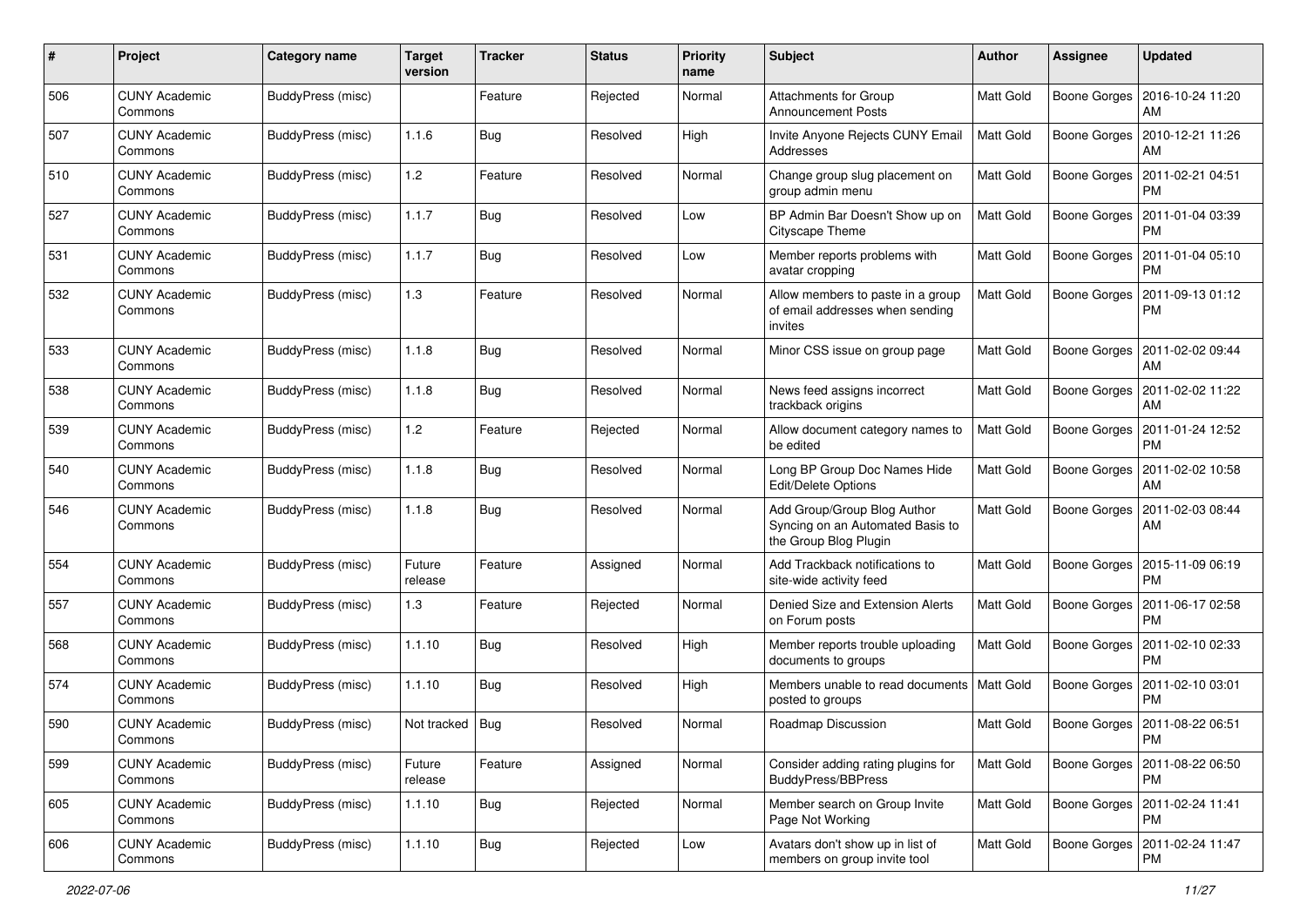| # | Project | Category name | Target version | Tracker | Status | Priority name | Subject | Author | Assignee | Updated |
|---|---|---|---|---|---|---|---|---|---|---|
| 506 | CUNY Academic Commons | BuddyPress (misc) | | Feature | Rejected | Normal | Attachments for Group Announcement Posts | Matt Gold | Boone Gorges | 2016-10-24 11:20 AM |
| 507 | CUNY Academic Commons | BuddyPress (misc) | 1.1.6 | Bug | Resolved | High | Invite Anyone Rejects CUNY Email Addresses | Matt Gold | Boone Gorges | 2010-12-21 11:26 AM |
| 510 | CUNY Academic Commons | BuddyPress (misc) | 1.2 | Feature | Resolved | Normal | Change group slug placement on group admin menu | Matt Gold | Boone Gorges | 2011-02-21 04:51 PM |
| 527 | CUNY Academic Commons | BuddyPress (misc) | 1.1.7 | Bug | Resolved | Low | BP Admin Bar Doesn't Show up on Cityscape Theme | Matt Gold | Boone Gorges | 2011-01-04 03:39 PM |
| 531 | CUNY Academic Commons | BuddyPress (misc) | 1.1.7 | Bug | Resolved | Low | Member reports problems with avatar cropping | Matt Gold | Boone Gorges | 2011-01-04 05:10 PM |
| 532 | CUNY Academic Commons | BuddyPress (misc) | 1.3 | Feature | Resolved | Normal | Allow members to paste in a group of email addresses when sending invites | Matt Gold | Boone Gorges | 2011-09-13 01:12 PM |
| 533 | CUNY Academic Commons | BuddyPress (misc) | 1.1.8 | Bug | Resolved | Normal | Minor CSS issue on group page | Matt Gold | Boone Gorges | 2011-02-02 09:44 AM |
| 538 | CUNY Academic Commons | BuddyPress (misc) | 1.1.8 | Bug | Resolved | Normal | News feed assigns incorrect trackback origins | Matt Gold | Boone Gorges | 2011-02-02 11:22 AM |
| 539 | CUNY Academic Commons | BuddyPress (misc) | 1.2 | Feature | Rejected | Normal | Allow document category names to be edited | Matt Gold | Boone Gorges | 2011-01-24 12:52 PM |
| 540 | CUNY Academic Commons | BuddyPress (misc) | 1.1.8 | Bug | Resolved | Normal | Long BP Group Doc Names Hide Edit/Delete Options | Matt Gold | Boone Gorges | 2011-02-02 10:58 AM |
| 546 | CUNY Academic Commons | BuddyPress (misc) | 1.1.8 | Bug | Resolved | Normal | Add Group/Group Blog Author Syncing on an Automated Basis to the Group Blog Plugin | Matt Gold | Boone Gorges | 2011-02-03 08:44 AM |
| 554 | CUNY Academic Commons | BuddyPress (misc) | Future release | Feature | Assigned | Normal | Add Trackback notifications to site-wide activity feed | Matt Gold | Boone Gorges | 2015-11-09 06:19 PM |
| 557 | CUNY Academic Commons | BuddyPress (misc) | 1.3 | Feature | Rejected | Normal | Denied Size and Extension Alerts on Forum posts | Matt Gold | Boone Gorges | 2011-06-17 02:58 PM |
| 568 | CUNY Academic Commons | BuddyPress (misc) | 1.1.10 | Bug | Resolved | High | Member reports trouble uploading documents to groups | Matt Gold | Boone Gorges | 2011-02-10 02:33 PM |
| 574 | CUNY Academic Commons | BuddyPress (misc) | 1.1.10 | Bug | Resolved | High | Members unable to read documents posted to groups | Matt Gold | Boone Gorges | 2011-02-10 03:01 PM |
| 590 | CUNY Academic Commons | BuddyPress (misc) | Not tracked | Bug | Resolved | Normal | Roadmap Discussion | Matt Gold | Boone Gorges | 2011-08-22 06:51 PM |
| 599 | CUNY Academic Commons | BuddyPress (misc) | Future release | Feature | Assigned | Normal | Consider adding rating plugins for BuddyPress/BBPress | Matt Gold | Boone Gorges | 2011-08-22 06:50 PM |
| 605 | CUNY Academic Commons | BuddyPress (misc) | 1.1.10 | Bug | Rejected | Normal | Member search on Group Invite Page Not Working | Matt Gold | Boone Gorges | 2011-02-24 11:41 PM |
| 606 | CUNY Academic Commons | BuddyPress (misc) | 1.1.10 | Bug | Rejected | Low | Avatars don't show up in list of members on group invite tool | Matt Gold | Boone Gorges | 2011-02-24 11:47 PM |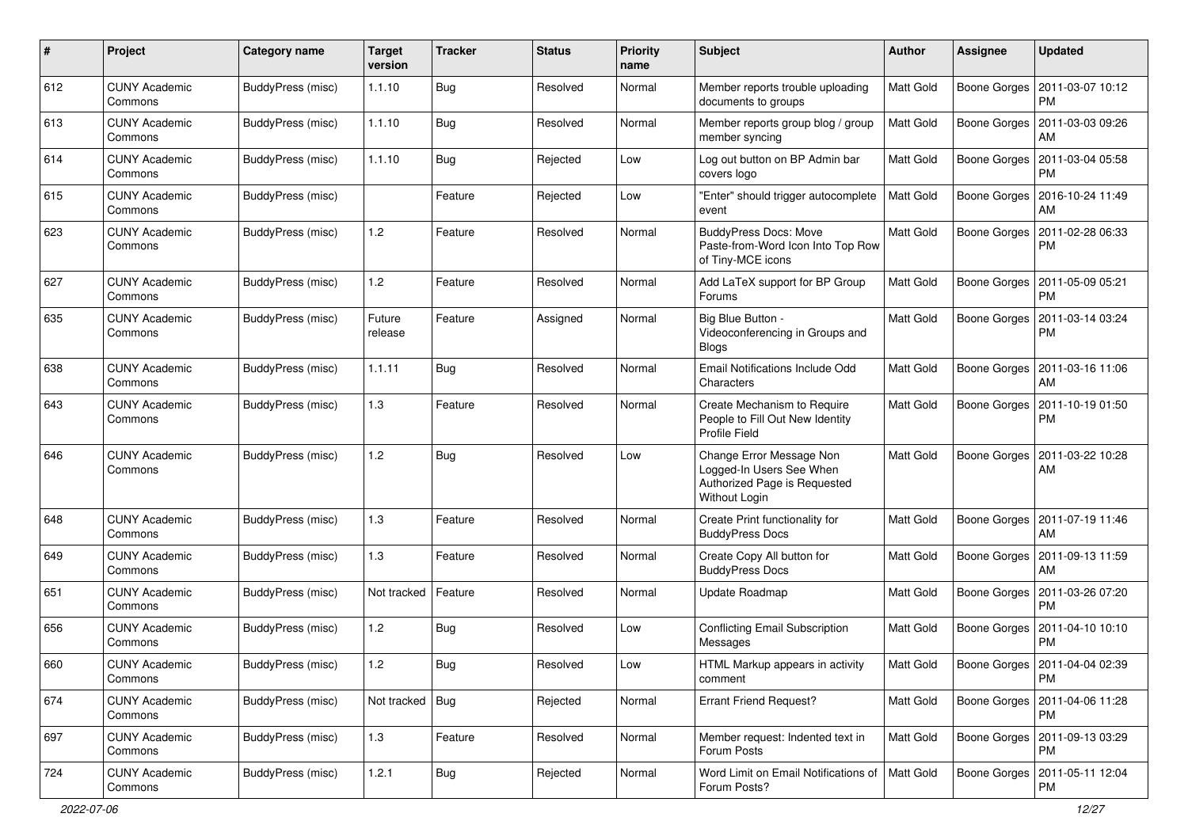| # | Project | Category name | Target version | Tracker | Status | Priority name | Subject | Author | Assignee | Updated |
|---|---|---|---|---|---|---|---|---|---|---|
| 612 | CUNY Academic Commons | BuddyPress (misc) | 1.1.10 | Bug | Resolved | Normal | Member reports trouble uploading documents to groups | Matt Gold | Boone Gorges | 2011-03-07 10:12 PM |
| 613 | CUNY Academic Commons | BuddyPress (misc) | 1.1.10 | Bug | Resolved | Normal | Member reports group blog / group member syncing | Matt Gold | Boone Gorges | 2011-03-03 09:26 AM |
| 614 | CUNY Academic Commons | BuddyPress (misc) | 1.1.10 | Bug | Rejected | Low | Log out button on BP Admin bar covers logo | Matt Gold | Boone Gorges | 2011-03-04 05:58 PM |
| 615 | CUNY Academic Commons | BuddyPress (misc) | | Feature | Rejected | Low | "Enter" should trigger autocomplete event | Matt Gold | Boone Gorges | 2016-10-24 11:49 AM |
| 623 | CUNY Academic Commons | BuddyPress (misc) | 1.2 | Feature | Resolved | Normal | BuddyPress Docs: Move Paste-from-Word Icon Into Top Row of Tiny-MCE icons | Matt Gold | Boone Gorges | 2011-02-28 06:33 PM |
| 627 | CUNY Academic Commons | BuddyPress (misc) | 1.2 | Feature | Resolved | Normal | Add LaTeX support for BP Group Forums | Matt Gold | Boone Gorges | 2011-05-09 05:21 PM |
| 635 | CUNY Academic Commons | BuddyPress (misc) | Future release | Feature | Assigned | Normal | Big Blue Button - Videoconferencing in Groups and Blogs | Matt Gold | Boone Gorges | 2011-03-14 03:24 PM |
| 638 | CUNY Academic Commons | BuddyPress (misc) | 1.1.11 | Bug | Resolved | Normal | Email Notifications Include Odd Characters | Matt Gold | Boone Gorges | 2011-03-16 11:06 AM |
| 643 | CUNY Academic Commons | BuddyPress (misc) | 1.3 | Feature | Resolved | Normal | Create Mechanism to Require People to Fill Out New Identity Profile Field | Matt Gold | Boone Gorges | 2011-10-19 01:50 PM |
| 646 | CUNY Academic Commons | BuddyPress (misc) | 1.2 | Bug | Resolved | Low | Change Error Message Non Logged-In Users See When Authorized Page is Requested Without Login | Matt Gold | Boone Gorges | 2011-03-22 10:28 AM |
| 648 | CUNY Academic Commons | BuddyPress (misc) | 1.3 | Feature | Resolved | Normal | Create Print functionality for BuddyPress Docs | Matt Gold | Boone Gorges | 2011-07-19 11:46 AM |
| 649 | CUNY Academic Commons | BuddyPress (misc) | 1.3 | Feature | Resolved | Normal | Create Copy All button for BuddyPress Docs | Matt Gold | Boone Gorges | 2011-09-13 11:59 AM |
| 651 | CUNY Academic Commons | BuddyPress (misc) | Not tracked | Feature | Resolved | Normal | Update Roadmap | Matt Gold | Boone Gorges | 2011-03-26 07:20 PM |
| 656 | CUNY Academic Commons | BuddyPress (misc) | 1.2 | Bug | Resolved | Low | Conflicting Email Subscription Messages | Matt Gold | Boone Gorges | 2011-04-10 10:10 PM |
| 660 | CUNY Academic Commons | BuddyPress (misc) | 1.2 | Bug | Resolved | Low | HTML Markup appears in activity comment | Matt Gold | Boone Gorges | 2011-04-04 02:39 PM |
| 674 | CUNY Academic Commons | BuddyPress (misc) | Not tracked | Bug | Rejected | Normal | Errant Friend Request? | Matt Gold | Boone Gorges | 2011-04-06 11:28 PM |
| 697 | CUNY Academic Commons | BuddyPress (misc) | 1.3 | Feature | Resolved | Normal | Member request: Indented text in Forum Posts | Matt Gold | Boone Gorges | 2011-09-13 03:29 PM |
| 724 | CUNY Academic Commons | BuddyPress (misc) | 1.2.1 | Bug | Rejected | Normal | Word Limit on Email Notifications of Forum Posts? | Matt Gold | Boone Gorges | 2011-05-11 12:04 PM |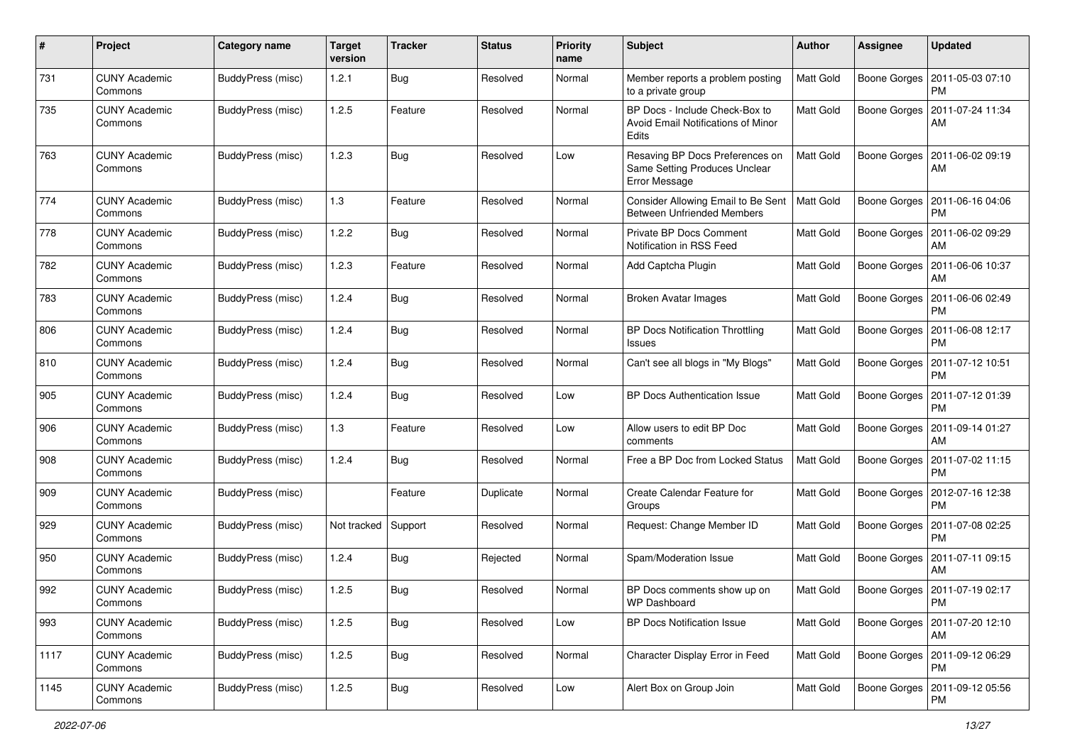| # | Project | Category name | Target version | Tracker | Status | Priority name | Subject | Author | Assignee | Updated |
|---|---|---|---|---|---|---|---|---|---|---|
| 731 | CUNY Academic Commons | BuddyPress (misc) | 1.2.1 | Bug | Resolved | Normal | Member reports a problem posting to a private group | Matt Gold | Boone Gorges | 2011-05-03 07:10 PM |
| 735 | CUNY Academic Commons | BuddyPress (misc) | 1.2.5 | Feature | Resolved | Normal | BP Docs - Include Check-Box to Avoid Email Notifications of Minor Edits | Matt Gold | Boone Gorges | 2011-07-24 11:34 AM |
| 763 | CUNY Academic Commons | BuddyPress (misc) | 1.2.3 | Bug | Resolved | Low | Resaving BP Docs Preferences on Same Setting Produces Unclear Error Message | Matt Gold | Boone Gorges | 2011-06-02 09:19 AM |
| 774 | CUNY Academic Commons | BuddyPress (misc) | 1.3 | Feature | Resolved | Normal | Consider Allowing Email to Be Sent Between Unfriended Members | Matt Gold | Boone Gorges | 2011-06-16 04:06 PM |
| 778 | CUNY Academic Commons | BuddyPress (misc) | 1.2.2 | Bug | Resolved | Normal | Private BP Docs Comment Notification in RSS Feed | Matt Gold | Boone Gorges | 2011-06-02 09:29 AM |
| 782 | CUNY Academic Commons | BuddyPress (misc) | 1.2.3 | Feature | Resolved | Normal | Add Captcha Plugin | Matt Gold | Boone Gorges | 2011-06-06 10:37 AM |
| 783 | CUNY Academic Commons | BuddyPress (misc) | 1.2.4 | Bug | Resolved | Normal | Broken Avatar Images | Matt Gold | Boone Gorges | 2011-06-06 02:49 PM |
| 806 | CUNY Academic Commons | BuddyPress (misc) | 1.2.4 | Bug | Resolved | Normal | BP Docs Notification Throttling Issues | Matt Gold | Boone Gorges | 2011-06-08 12:17 PM |
| 810 | CUNY Academic Commons | BuddyPress (misc) | 1.2.4 | Bug | Resolved | Normal | Can't see all blogs in "My Blogs" | Matt Gold | Boone Gorges | 2011-07-12 10:51 PM |
| 905 | CUNY Academic Commons | BuddyPress (misc) | 1.2.4 | Bug | Resolved | Low | BP Docs Authentication Issue | Matt Gold | Boone Gorges | 2011-07-12 01:39 PM |
| 906 | CUNY Academic Commons | BuddyPress (misc) | 1.3 | Feature | Resolved | Low | Allow users to edit BP Doc comments | Matt Gold | Boone Gorges | 2011-09-14 01:27 AM |
| 908 | CUNY Academic Commons | BuddyPress (misc) | 1.2.4 | Bug | Resolved | Normal | Free a BP Doc from Locked Status | Matt Gold | Boone Gorges | 2011-07-02 11:15 PM |
| 909 | CUNY Academic Commons | BuddyPress (misc) | | Feature | Duplicate | Normal | Create Calendar Feature for Groups | Matt Gold | Boone Gorges | 2012-07-16 12:38 PM |
| 929 | CUNY Academic Commons | BuddyPress (misc) | Not tracked | Support | Resolved | Normal | Request: Change Member ID | Matt Gold | Boone Gorges | 2011-07-08 02:25 PM |
| 950 | CUNY Academic Commons | BuddyPress (misc) | 1.2.4 | Bug | Rejected | Normal | Spam/Moderation Issue | Matt Gold | Boone Gorges | 2011-07-11 09:15 AM |
| 992 | CUNY Academic Commons | BuddyPress (misc) | 1.2.5 | Bug | Resolved | Normal | BP Docs comments show up on WP Dashboard | Matt Gold | Boone Gorges | 2011-07-19 02:17 PM |
| 993 | CUNY Academic Commons | BuddyPress (misc) | 1.2.5 | Bug | Resolved | Low | BP Docs Notification Issue | Matt Gold | Boone Gorges | 2011-07-20 12:10 AM |
| 1117 | CUNY Academic Commons | BuddyPress (misc) | 1.2.5 | Bug | Resolved | Normal | Character Display Error in Feed | Matt Gold | Boone Gorges | 2011-09-12 06:29 PM |
| 1145 | CUNY Academic Commons | BuddyPress (misc) | 1.2.5 | Bug | Resolved | Low | Alert Box on Group Join | Matt Gold | Boone Gorges | 2011-09-12 05:56 PM |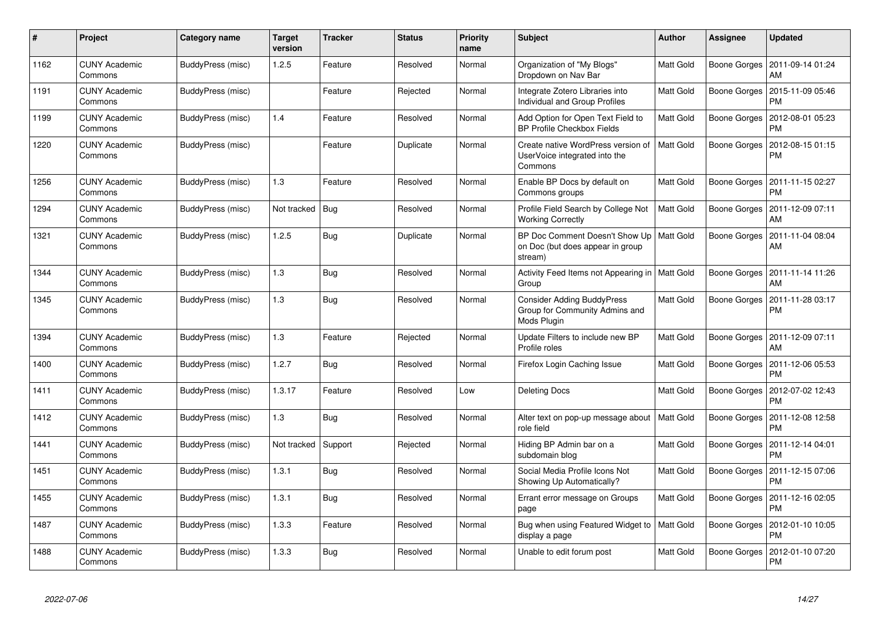| # | Project | Category name | Target version | Tracker | Status | Priority name | Subject | Author | Assignee | Updated |
|---|---|---|---|---|---|---|---|---|---|---|
| 1162 | CUNY Academic Commons | BuddyPress (misc) | 1.2.5 | Feature | Resolved | Normal | Organization of "My Blogs" Dropdown on Nav Bar | Matt Gold | Boone Gorges | 2011-09-14 01:24 AM |
| 1191 | CUNY Academic Commons | BuddyPress (misc) | | Feature | Rejected | Normal | Integrate Zotero Libraries into Individual and Group Profiles | Matt Gold | Boone Gorges | 2015-11-09 05:46 PM |
| 1199 | CUNY Academic Commons | BuddyPress (misc) | 1.4 | Feature | Resolved | Normal | Add Option for Open Text Field to BP Profile Checkbox Fields | Matt Gold | Boone Gorges | 2012-08-01 05:23 PM |
| 1220 | CUNY Academic Commons | BuddyPress (misc) | | Feature | Duplicate | Normal | Create native WordPress version of UserVoice integrated into the Commons | Matt Gold | Boone Gorges | 2012-08-15 01:15 PM |
| 1256 | CUNY Academic Commons | BuddyPress (misc) | 1.3 | Feature | Resolved | Normal | Enable BP Docs by default on Commons groups | Matt Gold | Boone Gorges | 2011-11-15 02:27 PM |
| 1294 | CUNY Academic Commons | BuddyPress (misc) | Not tracked | Bug | Resolved | Normal | Profile Field Search by College Not Working Correctly | Matt Gold | Boone Gorges | 2011-12-09 07:11 AM |
| 1321 | CUNY Academic Commons | BuddyPress (misc) | 1.2.5 | Bug | Duplicate | Normal | BP Doc Comment Doesn't Show Up on Doc (but does appear in group stream) | Matt Gold | Boone Gorges | 2011-11-04 08:04 AM |
| 1344 | CUNY Academic Commons | BuddyPress (misc) | 1.3 | Bug | Resolved | Normal | Activity Feed Items not Appearing in Group | Matt Gold | Boone Gorges | 2011-11-14 11:26 AM |
| 1345 | CUNY Academic Commons | BuddyPress (misc) | 1.3 | Bug | Resolved | Normal | Consider Adding BuddyPress Group for Community Admins and Mods Plugin | Matt Gold | Boone Gorges | 2011-11-28 03:17 PM |
| 1394 | CUNY Academic Commons | BuddyPress (misc) | 1.3 | Feature | Rejected | Normal | Update Filters to include new BP Profile roles | Matt Gold | Boone Gorges | 2011-12-09 07:11 AM |
| 1400 | CUNY Academic Commons | BuddyPress (misc) | 1.2.7 | Bug | Resolved | Normal | Firefox Login Caching Issue | Matt Gold | Boone Gorges | 2011-12-06 05:53 PM |
| 1411 | CUNY Academic Commons | BuddyPress (misc) | 1.3.17 | Feature | Resolved | Low | Deleting Docs | Matt Gold | Boone Gorges | 2012-07-02 12:43 PM |
| 1412 | CUNY Academic Commons | BuddyPress (misc) | 1.3 | Bug | Resolved | Normal | Alter text on pop-up message about role field | Matt Gold | Boone Gorges | 2011-12-08 12:58 PM |
| 1441 | CUNY Academic Commons | BuddyPress (misc) | Not tracked | Support | Rejected | Normal | Hiding BP Admin bar on a subdomain blog | Matt Gold | Boone Gorges | 2011-12-14 04:01 PM |
| 1451 | CUNY Academic Commons | BuddyPress (misc) | 1.3.1 | Bug | Resolved | Normal | Social Media Profile Icons Not Showing Up Automatically? | Matt Gold | Boone Gorges | 2011-12-15 07:06 PM |
| 1455 | CUNY Academic Commons | BuddyPress (misc) | 1.3.1 | Bug | Resolved | Normal | Errant error message on Groups page | Matt Gold | Boone Gorges | 2011-12-16 02:05 PM |
| 1487 | CUNY Academic Commons | BuddyPress (misc) | 1.3.3 | Feature | Resolved | Normal | Bug when using Featured Widget to display a page | Matt Gold | Boone Gorges | 2012-01-10 10:05 PM |
| 1488 | CUNY Academic Commons | BuddyPress (misc) | 1.3.3 | Bug | Resolved | Normal | Unable to edit forum post | Matt Gold | Boone Gorges | 2012-01-10 07:20 PM |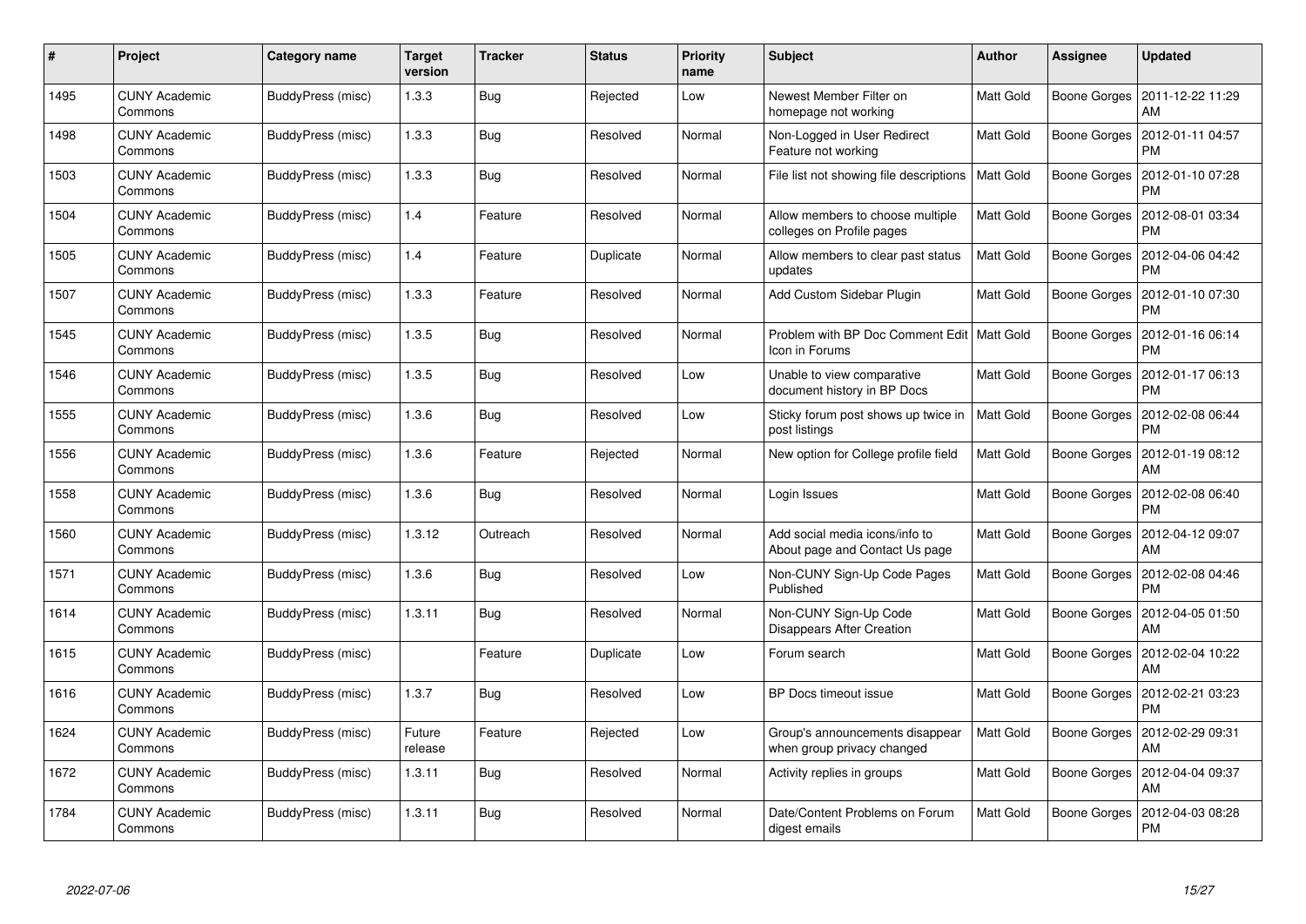| # | Project | Category name | Target version | Tracker | Status | Priority name | Subject | Author | Assignee | Updated |
|---|---|---|---|---|---|---|---|---|---|---|
| 1495 | CUNY Academic Commons | BuddyPress (misc) | 1.3.3 | Bug | Rejected | Low | Newest Member Filter on homepage not working | Matt Gold | Boone Gorges | 2011-12-22 11:29 AM |
| 1498 | CUNY Academic Commons | BuddyPress (misc) | 1.3.3 | Bug | Resolved | Normal | Non-Logged in User Redirect Feature not working | Matt Gold | Boone Gorges | 2012-01-11 04:57 PM |
| 1503 | CUNY Academic Commons | BuddyPress (misc) | 1.3.3 | Bug | Resolved | Normal | File list not showing file descriptions | Matt Gold | Boone Gorges | 2012-01-10 07:28 PM |
| 1504 | CUNY Academic Commons | BuddyPress (misc) | 1.4 | Feature | Resolved | Normal | Allow members to choose multiple colleges on Profile pages | Matt Gold | Boone Gorges | 2012-08-01 03:34 PM |
| 1505 | CUNY Academic Commons | BuddyPress (misc) | 1.4 | Feature | Duplicate | Normal | Allow members to clear past status updates | Matt Gold | Boone Gorges | 2012-04-06 04:42 PM |
| 1507 | CUNY Academic Commons | BuddyPress (misc) | 1.3.3 | Feature | Resolved | Normal | Add Custom Sidebar Plugin | Matt Gold | Boone Gorges | 2012-01-10 07:30 PM |
| 1545 | CUNY Academic Commons | BuddyPress (misc) | 1.3.5 | Bug | Resolved | Normal | Problem with BP Doc Comment Edit Icon in Forums | Matt Gold | Boone Gorges | 2012-01-16 06:14 PM |
| 1546 | CUNY Academic Commons | BuddyPress (misc) | 1.3.5 | Bug | Resolved | Low | Unable to view comparative document history in BP Docs | Matt Gold | Boone Gorges | 2012-01-17 06:13 PM |
| 1555 | CUNY Academic Commons | BuddyPress (misc) | 1.3.6 | Bug | Resolved | Low | Sticky forum post shows up twice in post listings | Matt Gold | Boone Gorges | 2012-02-08 06:44 PM |
| 1556 | CUNY Academic Commons | BuddyPress (misc) | 1.3.6 | Feature | Rejected | Normal | New option for College profile field | Matt Gold | Boone Gorges | 2012-01-19 08:12 AM |
| 1558 | CUNY Academic Commons | BuddyPress (misc) | 1.3.6 | Bug | Resolved | Normal | Login Issues | Matt Gold | Boone Gorges | 2012-02-08 06:40 PM |
| 1560 | CUNY Academic Commons | BuddyPress (misc) | 1.3.12 | Outreach | Resolved | Normal | Add social media icons/info to About page and Contact Us page | Matt Gold | Boone Gorges | 2012-04-12 09:07 AM |
| 1571 | CUNY Academic Commons | BuddyPress (misc) | 1.3.6 | Bug | Resolved | Low | Non-CUNY Sign-Up Code Pages Published | Matt Gold | Boone Gorges | 2012-02-08 04:46 PM |
| 1614 | CUNY Academic Commons | BuddyPress (misc) | 1.3.11 | Bug | Resolved | Normal | Non-CUNY Sign-Up Code Disappears After Creation | Matt Gold | Boone Gorges | 2012-04-05 01:50 AM |
| 1615 | CUNY Academic Commons | BuddyPress (misc) | | Feature | Duplicate | Low | Forum search | Matt Gold | Boone Gorges | 2012-02-04 10:22 AM |
| 1616 | CUNY Academic Commons | BuddyPress (misc) | 1.3.7 | Bug | Resolved | Low | BP Docs timeout issue | Matt Gold | Boone Gorges | 2012-02-21 03:23 PM |
| 1624 | CUNY Academic Commons | BuddyPress (misc) | Future release | Feature | Rejected | Low | Group's announcements disappear when group privacy changed | Matt Gold | Boone Gorges | 2012-02-29 09:31 AM |
| 1672 | CUNY Academic Commons | BuddyPress (misc) | 1.3.11 | Bug | Resolved | Normal | Activity replies in groups | Matt Gold | Boone Gorges | 2012-04-04 09:37 AM |
| 1784 | CUNY Academic Commons | BuddyPress (misc) | 1.3.11 | Bug | Resolved | Normal | Date/Content Problems on Forum digest emails | Matt Gold | Boone Gorges | 2012-04-03 08:28 PM |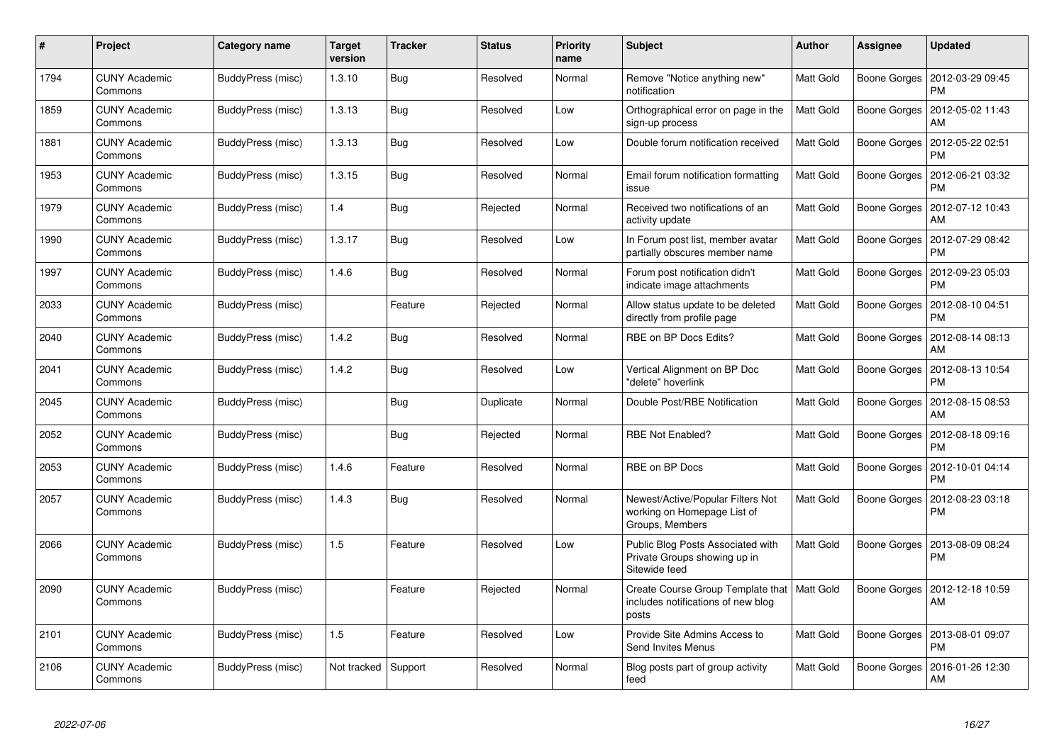| # | Project | Category name | Target version | Tracker | Status | Priority name | Subject | Author | Assignee | Updated |
|---|---|---|---|---|---|---|---|---|---|---|
| 1794 | CUNY Academic Commons | BuddyPress (misc) | 1.3.10 | Bug | Resolved | Normal | Remove "Notice anything new" notification | Matt Gold | Boone Gorges | 2012-03-29 09:45 PM |
| 1859 | CUNY Academic Commons | BuddyPress (misc) | 1.3.13 | Bug | Resolved | Low | Orthographical error on page in the sign-up process | Matt Gold | Boone Gorges | 2012-05-02 11:43 AM |
| 1881 | CUNY Academic Commons | BuddyPress (misc) | 1.3.13 | Bug | Resolved | Low | Double forum notification received | Matt Gold | Boone Gorges | 2012-05-22 02:51 PM |
| 1953 | CUNY Academic Commons | BuddyPress (misc) | 1.3.15 | Bug | Resolved | Normal | Email forum notification formatting issue | Matt Gold | Boone Gorges | 2012-06-21 03:32 PM |
| 1979 | CUNY Academic Commons | BuddyPress (misc) | 1.4 | Bug | Rejected | Normal | Received two notifications of an activity update | Matt Gold | Boone Gorges | 2012-07-12 10:43 AM |
| 1990 | CUNY Academic Commons | BuddyPress (misc) | 1.3.17 | Bug | Resolved | Low | In Forum post list, member avatar partially obscures member name | Matt Gold | Boone Gorges | 2012-07-29 08:42 PM |
| 1997 | CUNY Academic Commons | BuddyPress (misc) | 1.4.6 | Bug | Resolved | Normal | Forum post notification didn't indicate image attachments | Matt Gold | Boone Gorges | 2012-09-23 05:03 PM |
| 2033 | CUNY Academic Commons | BuddyPress (misc) | | Feature | Rejected | Normal | Allow status update to be deleted directly from profile page | Matt Gold | Boone Gorges | 2012-08-10 04:51 PM |
| 2040 | CUNY Academic Commons | BuddyPress (misc) | 1.4.2 | Bug | Resolved | Normal | RBE on BP Docs Edits? | Matt Gold | Boone Gorges | 2012-08-14 08:13 AM |
| 2041 | CUNY Academic Commons | BuddyPress (misc) | 1.4.2 | Bug | Resolved | Low | Vertical Alignment on BP Doc "delete" hoverlink | Matt Gold | Boone Gorges | 2012-08-13 10:54 PM |
| 2045 | CUNY Academic Commons | BuddyPress (misc) | | Bug | Duplicate | Normal | Double Post/RBE Notification | Matt Gold | Boone Gorges | 2012-08-15 08:53 AM |
| 2052 | CUNY Academic Commons | BuddyPress (misc) | | Bug | Rejected | Normal | RBE Not Enabled? | Matt Gold | Boone Gorges | 2012-08-18 09:16 PM |
| 2053 | CUNY Academic Commons | BuddyPress (misc) | 1.4.6 | Feature | Resolved | Normal | RBE on BP Docs | Matt Gold | Boone Gorges | 2012-10-01 04:14 PM |
| 2057 | CUNY Academic Commons | BuddyPress (misc) | 1.4.3 | Bug | Resolved | Normal | Newest/Active/Popular Filters Not working on Homepage List of Groups, Members | Matt Gold | Boone Gorges | 2012-08-23 03:18 PM |
| 2066 | CUNY Academic Commons | BuddyPress (misc) | 1.5 | Feature | Resolved | Low | Public Blog Posts Associated with Private Groups showing up in Sitewide feed | Matt Gold | Boone Gorges | 2013-08-09 08:24 PM |
| 2090 | CUNY Academic Commons | BuddyPress (misc) | | Feature | Rejected | Normal | Create Course Group Template that includes notifications of new blog posts | Matt Gold | Boone Gorges | 2012-12-18 10:59 AM |
| 2101 | CUNY Academic Commons | BuddyPress (misc) | 1.5 | Feature | Resolved | Low | Provide Site Admins Access to Send Invites Menus | Matt Gold | Boone Gorges | 2013-08-01 09:07 PM |
| 2106 | CUNY Academic Commons | BuddyPress (misc) | Not tracked | Support | Resolved | Normal | Blog posts part of group activity feed | Matt Gold | Boone Gorges | 2016-01-26 12:30 AM |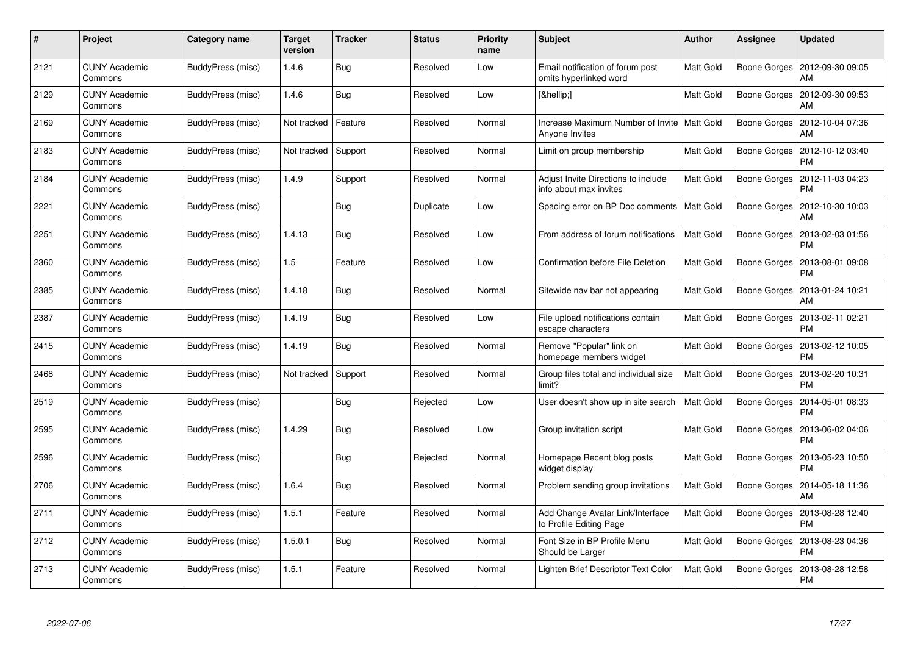| # | Project | Category name | Target version | Tracker | Status | Priority name | Subject | Author | Assignee | Updated |
|---|---|---|---|---|---|---|---|---|---|---|
| 2121 | CUNY Academic Commons | BuddyPress (misc) | 1.4.6 | Bug | Resolved | Low | Email notification of forum post omits hyperlinked word | Matt Gold | Boone Gorges | 2012-09-30 09:05 AM |
| 2129 | CUNY Academic Commons | BuddyPress (misc) | 1.4.6 | Bug | Resolved | Low | [&hellip;] | Matt Gold | Boone Gorges | 2012-09-30 09:53 AM |
| 2169 | CUNY Academic Commons | BuddyPress (misc) | Not tracked | Feature | Resolved | Normal | Increase Maximum Number of Invite Anyone Invites | Matt Gold | Boone Gorges | 2012-10-04 07:36 AM |
| 2183 | CUNY Academic Commons | BuddyPress (misc) | Not tracked | Support | Resolved | Normal | Limit on group membership | Matt Gold | Boone Gorges | 2012-10-12 03:40 PM |
| 2184 | CUNY Academic Commons | BuddyPress (misc) | 1.4.9 | Support | Resolved | Normal | Adjust Invite Directions to include info about max invites | Matt Gold | Boone Gorges | 2012-11-03 04:23 PM |
| 2221 | CUNY Academic Commons | BuddyPress (misc) | | Bug | Duplicate | Low | Spacing error on BP Doc comments | Matt Gold | Boone Gorges | 2012-10-30 10:03 AM |
| 2251 | CUNY Academic Commons | BuddyPress (misc) | 1.4.13 | Bug | Resolved | Low | From address of forum notifications | Matt Gold | Boone Gorges | 2013-02-03 01:56 PM |
| 2360 | CUNY Academic Commons | BuddyPress (misc) | 1.5 | Feature | Resolved | Low | Confirmation before File Deletion | Matt Gold | Boone Gorges | 2013-08-01 09:08 PM |
| 2385 | CUNY Academic Commons | BuddyPress (misc) | 1.4.18 | Bug | Resolved | Normal | Sitewide nav bar not appearing | Matt Gold | Boone Gorges | 2013-01-24 10:21 AM |
| 2387 | CUNY Academic Commons | BuddyPress (misc) | 1.4.19 | Bug | Resolved | Low | File upload notifications contain escape characters | Matt Gold | Boone Gorges | 2013-02-11 02:21 PM |
| 2415 | CUNY Academic Commons | BuddyPress (misc) | 1.4.19 | Bug | Resolved | Normal | Remove "Popular" link on homepage members widget | Matt Gold | Boone Gorges | 2013-02-12 10:05 PM |
| 2468 | CUNY Academic Commons | BuddyPress (misc) | Not tracked | Support | Resolved | Normal | Group files total and individual size limit? | Matt Gold | Boone Gorges | 2013-02-20 10:31 PM |
| 2519 | CUNY Academic Commons | BuddyPress (misc) | | Bug | Rejected | Low | User doesn't show up in site search | Matt Gold | Boone Gorges | 2014-05-01 08:33 PM |
| 2595 | CUNY Academic Commons | BuddyPress (misc) | 1.4.29 | Bug | Resolved | Low | Group invitation script | Matt Gold | Boone Gorges | 2013-06-02 04:06 PM |
| 2596 | CUNY Academic Commons | BuddyPress (misc) | | Bug | Rejected | Normal | Homepage Recent blog posts widget display | Matt Gold | Boone Gorges | 2013-05-23 10:50 PM |
| 2706 | CUNY Academic Commons | BuddyPress (misc) | 1.6.4 | Bug | Resolved | Normal | Problem sending group invitations | Matt Gold | Boone Gorges | 2014-05-18 11:36 AM |
| 2711 | CUNY Academic Commons | BuddyPress (misc) | 1.5.1 | Feature | Resolved | Normal | Add Change Avatar Link/Interface to Profile Editing Page | Matt Gold | Boone Gorges | 2013-08-28 12:40 PM |
| 2712 | CUNY Academic Commons | BuddyPress (misc) | 1.5.0.1 | Bug | Resolved | Normal | Font Size in BP Profile Menu Should be Larger | Matt Gold | Boone Gorges | 2013-08-23 04:36 PM |
| 2713 | CUNY Academic Commons | BuddyPress (misc) | 1.5.1 | Feature | Resolved | Normal | Lighten Brief Descriptor Text Color | Matt Gold | Boone Gorges | 2013-08-28 12:58 PM |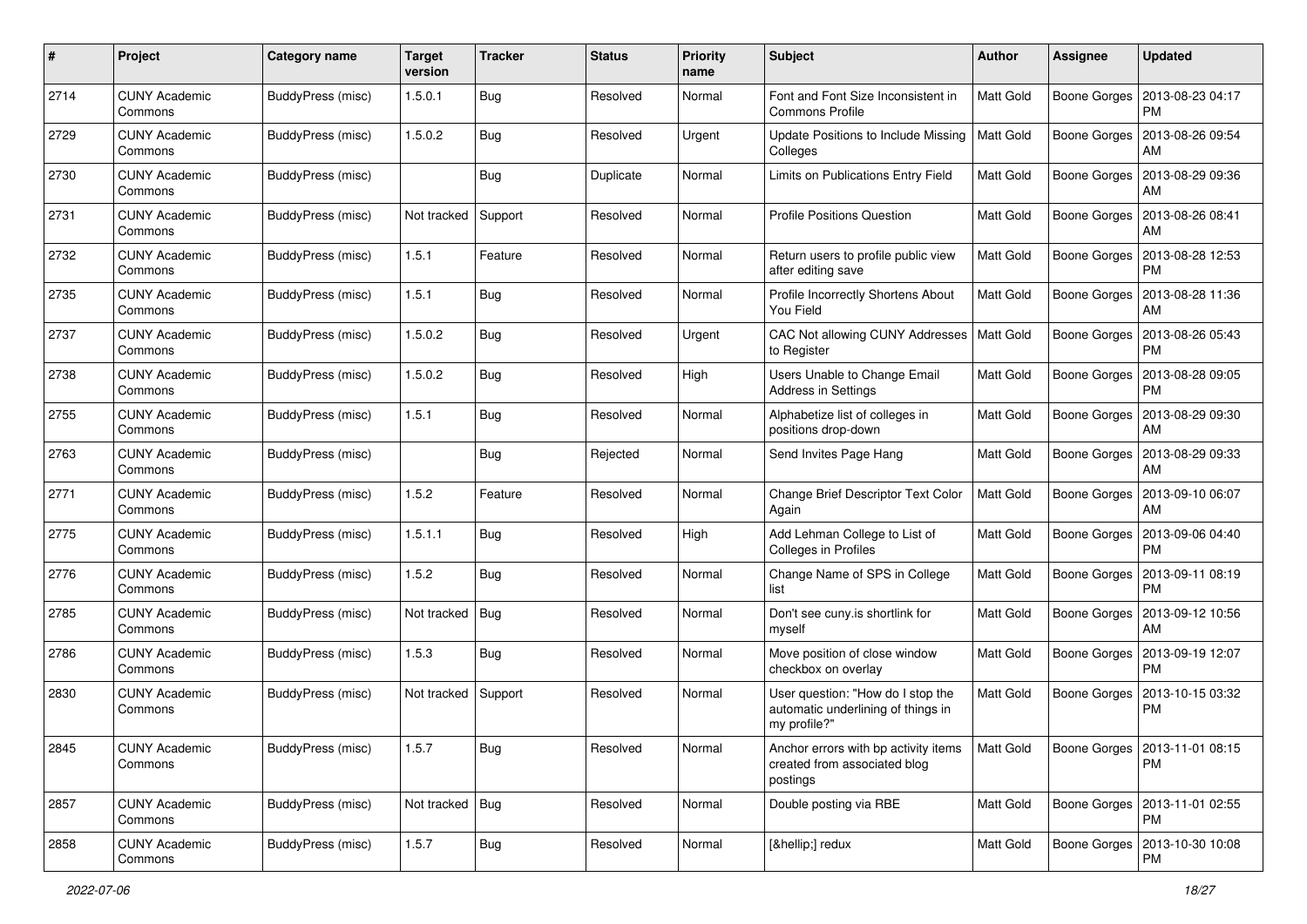| # | Project | Category name | Target version | Tracker | Status | Priority name | Subject | Author | Assignee | Updated |
|---|---|---|---|---|---|---|---|---|---|---|
| 2714 | CUNY Academic Commons | BuddyPress (misc) | 1.5.0.1 | Bug | Resolved | Normal | Font and Font Size Inconsistent in Commons Profile | Matt Gold | Boone Gorges | 2013-08-23 04:17 PM |
| 2729 | CUNY Academic Commons | BuddyPress (misc) | 1.5.0.2 | Bug | Resolved | Urgent | Update Positions to Include Missing Colleges | Matt Gold | Boone Gorges | 2013-08-26 09:54 AM |
| 2730 | CUNY Academic Commons | BuddyPress (misc) | | Bug | Duplicate | Normal | Limits on Publications Entry Field | Matt Gold | Boone Gorges | 2013-08-29 09:36 AM |
| 2731 | CUNY Academic Commons | BuddyPress (misc) | Not tracked | Support | Resolved | Normal | Profile Positions Question | Matt Gold | Boone Gorges | 2013-08-26 08:41 AM |
| 2732 | CUNY Academic Commons | BuddyPress (misc) | 1.5.1 | Feature | Resolved | Normal | Return users to profile public view after editing save | Matt Gold | Boone Gorges | 2013-08-28 12:53 PM |
| 2735 | CUNY Academic Commons | BuddyPress (misc) | 1.5.1 | Bug | Resolved | Normal | Profile Incorrectly Shortens About You Field | Matt Gold | Boone Gorges | 2013-08-28 11:36 AM |
| 2737 | CUNY Academic Commons | BuddyPress (misc) | 1.5.0.2 | Bug | Resolved | Urgent | CAC Not allowing CUNY Addresses to Register | Matt Gold | Boone Gorges | 2013-08-26 05:43 PM |
| 2738 | CUNY Academic Commons | BuddyPress (misc) | 1.5.0.2 | Bug | Resolved | High | Users Unable to Change Email Address in Settings | Matt Gold | Boone Gorges | 2013-08-28 09:05 PM |
| 2755 | CUNY Academic Commons | BuddyPress (misc) | 1.5.1 | Bug | Resolved | Normal | Alphabetize list of colleges in positions drop-down | Matt Gold | Boone Gorges | 2013-08-29 09:30 AM |
| 2763 | CUNY Academic Commons | BuddyPress (misc) | | Bug | Rejected | Normal | Send Invites Page Hang | Matt Gold | Boone Gorges | 2013-08-29 09:33 AM |
| 2771 | CUNY Academic Commons | BuddyPress (misc) | 1.5.2 | Feature | Resolved | Normal | Change Brief Descriptor Text Color Again | Matt Gold | Boone Gorges | 2013-09-10 06:07 AM |
| 2775 | CUNY Academic Commons | BuddyPress (misc) | 1.5.1.1 | Bug | Resolved | High | Add Lehman College to List of Colleges in Profiles | Matt Gold | Boone Gorges | 2013-09-06 04:40 PM |
| 2776 | CUNY Academic Commons | BuddyPress (misc) | 1.5.2 | Bug | Resolved | Normal | Change Name of SPS in College list | Matt Gold | Boone Gorges | 2013-09-11 08:19 PM |
| 2785 | CUNY Academic Commons | BuddyPress (misc) | Not tracked | Bug | Resolved | Normal | Don't see cuny.is shortlink for myself | Matt Gold | Boone Gorges | 2013-09-12 10:56 AM |
| 2786 | CUNY Academic Commons | BuddyPress (misc) | 1.5.3 | Bug | Resolved | Normal | Move position of close window checkbox on overlay | Matt Gold | Boone Gorges | 2013-09-19 12:07 PM |
| 2830 | CUNY Academic Commons | BuddyPress (misc) | Not tracked | Support | Resolved | Normal | User question: "How do I stop the automatic underlining of things in my profile?" | Matt Gold | Boone Gorges | 2013-10-15 03:32 PM |
| 2845 | CUNY Academic Commons | BuddyPress (misc) | 1.5.7 | Bug | Resolved | Normal | Anchor errors with bp activity items created from associated blog postings | Matt Gold | Boone Gorges | 2013-11-01 08:15 PM |
| 2857 | CUNY Academic Commons | BuddyPress (misc) | Not tracked | Bug | Resolved | Normal | Double posting via RBE | Matt Gold | Boone Gorges | 2013-11-01 02:55 PM |
| 2858 | CUNY Academic Commons | BuddyPress (misc) | 1.5.7 | Bug | Resolved | Normal | [&hellip;] redux | Matt Gold | Boone Gorges | 2013-10-30 10:08 PM |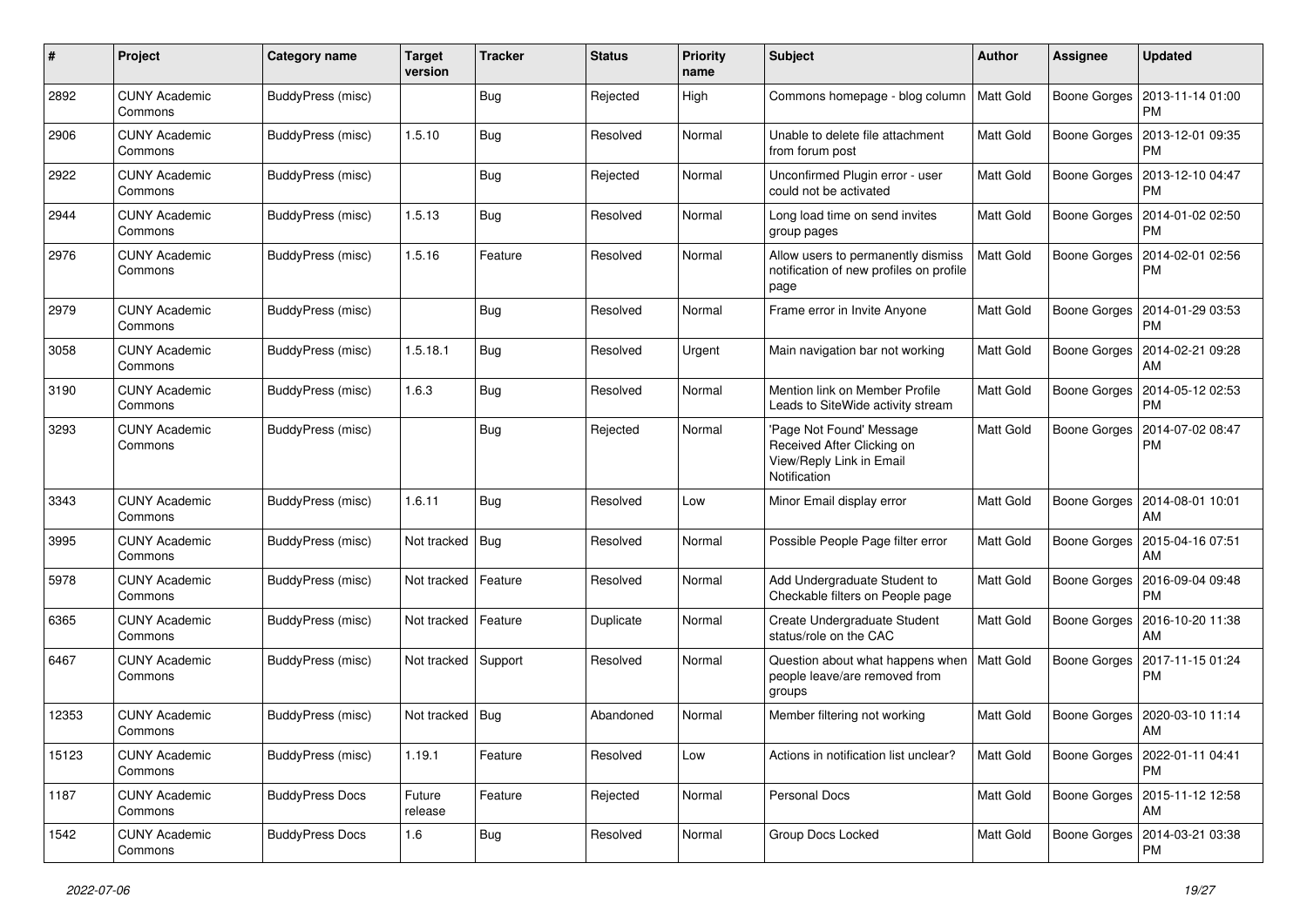| # | Project | Category name | Target version | Tracker | Status | Priority name | Subject | Author | Assignee | Updated |
|---|---|---|---|---|---|---|---|---|---|---|
| 2892 | CUNY Academic Commons | BuddyPress (misc) | | Bug | Rejected | High | Commons homepage - blog column | Matt Gold | Boone Gorges | 2013-11-14 01:00 PM |
| 2906 | CUNY Academic Commons | BuddyPress (misc) | 1.5.10 | Bug | Resolved | Normal | Unable to delete file attachment from forum post | Matt Gold | Boone Gorges | 2013-12-01 09:35 PM |
| 2922 | CUNY Academic Commons | BuddyPress (misc) | | Bug | Rejected | Normal | Unconfirmed Plugin error - user could not be activated | Matt Gold | Boone Gorges | 2013-12-10 04:47 PM |
| 2944 | CUNY Academic Commons | BuddyPress (misc) | 1.5.13 | Bug | Resolved | Normal | Long load time on send invites group pages | Matt Gold | Boone Gorges | 2014-01-02 02:50 PM |
| 2976 | CUNY Academic Commons | BuddyPress (misc) | 1.5.16 | Feature | Resolved | Normal | Allow users to permanently dismiss notification of new profiles on profile page | Matt Gold | Boone Gorges | 2014-02-01 02:56 PM |
| 2979 | CUNY Academic Commons | BuddyPress (misc) | | Bug | Resolved | Normal | Frame error in Invite Anyone | Matt Gold | Boone Gorges | 2014-01-29 03:53 PM |
| 3058 | CUNY Academic Commons | BuddyPress (misc) | 1.5.18.1 | Bug | Resolved | Urgent | Main navigation bar not working | Matt Gold | Boone Gorges | 2014-02-21 09:28 AM |
| 3190 | CUNY Academic Commons | BuddyPress (misc) | 1.6.3 | Bug | Resolved | Normal | Mention link on Member Profile Leads to SiteWide activity stream | Matt Gold | Boone Gorges | 2014-05-12 02:53 PM |
| 3293 | CUNY Academic Commons | BuddyPress (misc) | | Bug | Rejected | Normal | 'Page Not Found' Message Received After Clicking on View/Reply Link in Email Notification | Matt Gold | Boone Gorges | 2014-07-02 08:47 PM |
| 3343 | CUNY Academic Commons | BuddyPress (misc) | 1.6.11 | Bug | Resolved | Low | Minor Email display error | Matt Gold | Boone Gorges | 2014-08-01 10:01 AM |
| 3995 | CUNY Academic Commons | BuddyPress (misc) | Not tracked | Bug | Resolved | Normal | Possible People Page filter error | Matt Gold | Boone Gorges | 2015-04-16 07:51 AM |
| 5978 | CUNY Academic Commons | BuddyPress (misc) | Not tracked | Feature | Resolved | Normal | Add Undergraduate Student to Checkable filters on People page | Matt Gold | Boone Gorges | 2016-09-04 09:48 PM |
| 6365 | CUNY Academic Commons | BuddyPress (misc) | Not tracked | Feature | Duplicate | Normal | Create Undergraduate Student status/role on the CAC | Matt Gold | Boone Gorges | 2016-10-20 11:38 AM |
| 6467 | CUNY Academic Commons | BuddyPress (misc) | Not tracked | Support | Resolved | Normal | Question about what happens when people leave/are removed from groups | Matt Gold | Boone Gorges | 2017-11-15 01:24 PM |
| 12353 | CUNY Academic Commons | BuddyPress (misc) | Not tracked | Bug | Abandoned | Normal | Member filtering not working | Matt Gold | Boone Gorges | 2020-03-10 11:14 AM |
| 15123 | CUNY Academic Commons | BuddyPress (misc) | 1.19.1 | Feature | Resolved | Low | Actions in notification list unclear? | Matt Gold | Boone Gorges | 2022-01-11 04:41 PM |
| 1187 | CUNY Academic Commons | BuddyPress Docs | Future release | Feature | Rejected | Normal | Personal Docs | Matt Gold | Boone Gorges | 2015-11-12 12:58 AM |
| 1542 | CUNY Academic Commons | BuddyPress Docs | 1.6 | Bug | Resolved | Normal | Group Docs Locked | Matt Gold | Boone Gorges | 2014-03-21 03:38 PM |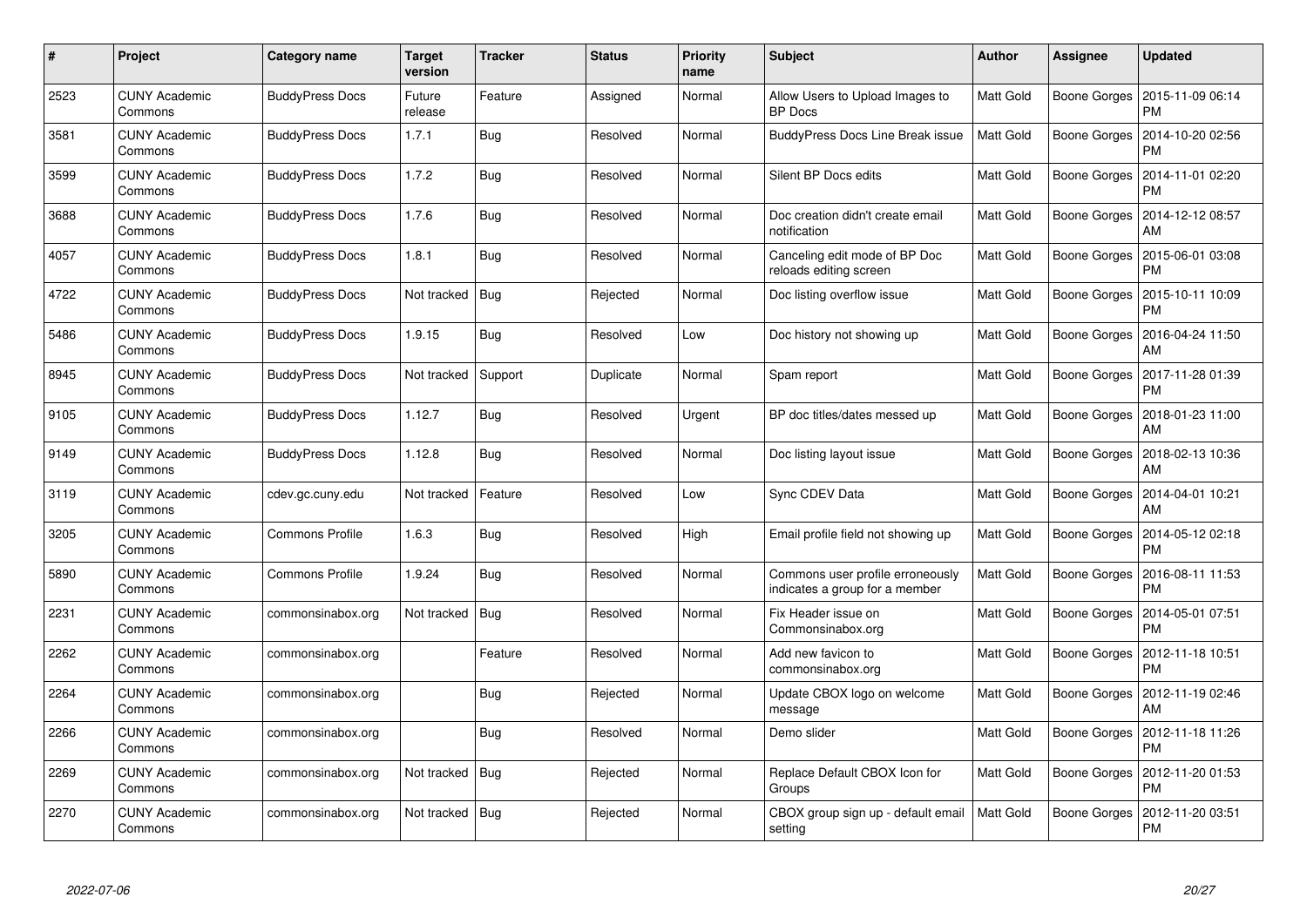| # | Project | Category name | Target version | Tracker | Status | Priority name | Subject | Author | Assignee | Updated |
|---|---|---|---|---|---|---|---|---|---|---|
| 2523 | CUNY Academic Commons | BuddyPress Docs | Future release | Feature | Assigned | Normal | Allow Users to Upload Images to BP Docs | Matt Gold | Boone Gorges | 2015-11-09 06:14 PM |
| 3581 | CUNY Academic Commons | BuddyPress Docs | 1.7.1 | Bug | Resolved | Normal | BuddyPress Docs Line Break issue | Matt Gold | Boone Gorges | 2014-10-20 02:56 PM |
| 3599 | CUNY Academic Commons | BuddyPress Docs | 1.7.2 | Bug | Resolved | Normal | Silent BP Docs edits | Matt Gold | Boone Gorges | 2014-11-01 02:20 PM |
| 3688 | CUNY Academic Commons | BuddyPress Docs | 1.7.6 | Bug | Resolved | Normal | Doc creation didn't create email notification | Matt Gold | Boone Gorges | 2014-12-12 08:57 AM |
| 4057 | CUNY Academic Commons | BuddyPress Docs | 1.8.1 | Bug | Resolved | Normal | Canceling edit mode of BP Doc reloads editing screen | Matt Gold | Boone Gorges | 2015-06-01 03:08 PM |
| 4722 | CUNY Academic Commons | BuddyPress Docs | Not tracked | Bug | Rejected | Normal | Doc listing overflow issue | Matt Gold | Boone Gorges | 2015-10-11 10:09 PM |
| 5486 | CUNY Academic Commons | BuddyPress Docs | 1.9.15 | Bug | Resolved | Low | Doc history not showing up | Matt Gold | Boone Gorges | 2016-04-24 11:50 AM |
| 8945 | CUNY Academic Commons | BuddyPress Docs | Not tracked | Support | Duplicate | Normal | Spam report | Matt Gold | Boone Gorges | 2017-11-28 01:39 PM |
| 9105 | CUNY Academic Commons | BuddyPress Docs | 1.12.7 | Bug | Resolved | Urgent | BP doc titles/dates messed up | Matt Gold | Boone Gorges | 2018-01-23 11:00 AM |
| 9149 | CUNY Academic Commons | BuddyPress Docs | 1.12.8 | Bug | Resolved | Normal | Doc listing layout issue | Matt Gold | Boone Gorges | 2018-02-13 10:36 AM |
| 3119 | CUNY Academic Commons | cdev.gc.cuny.edu | Not tracked | Feature | Resolved | Low | Sync CDEV Data | Matt Gold | Boone Gorges | 2014-04-01 10:21 AM |
| 3205 | CUNY Academic Commons | Commons Profile | 1.6.3 | Bug | Resolved | High | Email profile field not showing up | Matt Gold | Boone Gorges | 2014-05-12 02:18 PM |
| 5890 | CUNY Academic Commons | Commons Profile | 1.9.24 | Bug | Resolved | Normal | Commons user profile erroneously indicates a group for a member | Matt Gold | Boone Gorges | 2016-08-11 11:53 PM |
| 2231 | CUNY Academic Commons | commonsinabox.org | Not tracked | Bug | Resolved | Normal | Fix Header issue on Commonsinabox.org | Matt Gold | Boone Gorges | 2014-05-01 07:51 PM |
| 2262 | CUNY Academic Commons | commonsinabox.org | | Feature | Resolved | Normal | Add new favicon to commonsinabox.org | Matt Gold | Boone Gorges | 2012-11-18 10:51 PM |
| 2264 | CUNY Academic Commons | commonsinabox.org | | Bug | Rejected | Normal | Update CBOX logo on welcome message | Matt Gold | Boone Gorges | 2012-11-19 02:46 AM |
| 2266 | CUNY Academic Commons | commonsinabox.org | | Bug | Resolved | Normal | Demo slider | Matt Gold | Boone Gorges | 2012-11-18 11:26 PM |
| 2269 | CUNY Academic Commons | commonsinabox.org | Not tracked | Bug | Rejected | Normal | Replace Default CBOX Icon for Groups | Matt Gold | Boone Gorges | 2012-11-20 01:53 PM |
| 2270 | CUNY Academic Commons | commonsinabox.org | Not tracked | Bug | Rejected | Normal | CBOX group sign up - default email setting | Matt Gold | Boone Gorges | 2012-11-20 03:51 PM |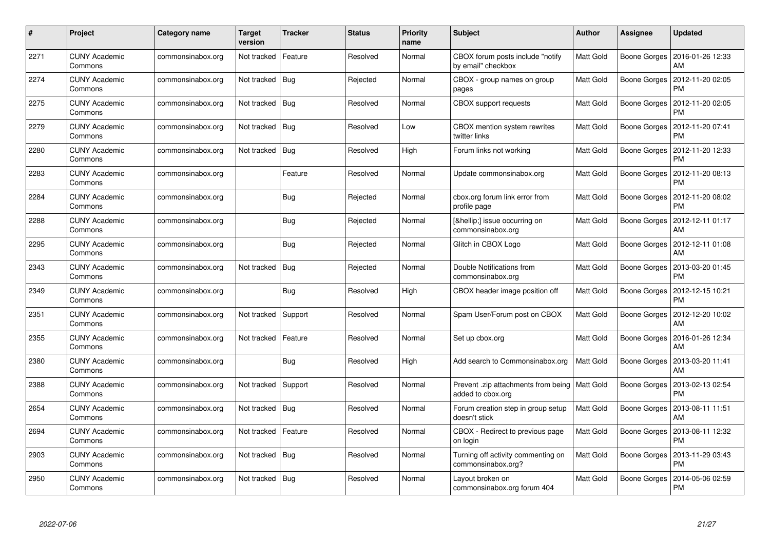| # | Project | Category name | Target version | Tracker | Status | Priority name | Subject | Author | Assignee | Updated |
|---|---|---|---|---|---|---|---|---|---|---|
| 2271 | CUNY Academic Commons | commonsinabox.org | Not tracked | Feature | Resolved | Normal | CBOX forum posts include "notify by email" checkbox | Matt Gold | Boone Gorges | 2016-01-26 12:33 AM |
| 2274 | CUNY Academic Commons | commonsinabox.org | Not tracked | Bug | Rejected | Normal | CBOX - group names on group pages | Matt Gold | Boone Gorges | 2012-11-20 02:05 PM |
| 2275 | CUNY Academic Commons | commonsinabox.org | Not tracked | Bug | Resolved | Normal | CBOX support requests | Matt Gold | Boone Gorges | 2012-11-20 02:05 PM |
| 2279 | CUNY Academic Commons | commonsinabox.org | Not tracked | Bug | Resolved | Low | CBOX mention system rewrites twitter links | Matt Gold | Boone Gorges | 2012-11-20 07:41 PM |
| 2280 | CUNY Academic Commons | commonsinabox.org | Not tracked | Bug | Resolved | High | Forum links not working | Matt Gold | Boone Gorges | 2012-11-20 12:33 PM |
| 2283 | CUNY Academic Commons | commonsinabox.org | | Feature | Resolved | Normal | Update commonsinabox.org | Matt Gold | Boone Gorges | 2012-11-20 08:13 PM |
| 2284 | CUNY Academic Commons | commonsinabox.org | | Bug | Rejected | Normal | cbox.org forum link error from profile page | Matt Gold | Boone Gorges | 2012-11-20 08:02 PM |
| 2288 | CUNY Academic Commons | commonsinabox.org | | Bug | Rejected | Normal | [&hellip;] issue occurring on commonsinabox.org | Matt Gold | Boone Gorges | 2012-12-11 01:17 AM |
| 2295 | CUNY Academic Commons | commonsinabox.org | | Bug | Rejected | Normal | Glitch in CBOX Logo | Matt Gold | Boone Gorges | 2012-12-11 01:08 AM |
| 2343 | CUNY Academic Commons | commonsinabox.org | Not tracked | Bug | Rejected | Normal | Double Notifications from commonsinabox.org | Matt Gold | Boone Gorges | 2013-03-20 01:45 PM |
| 2349 | CUNY Academic Commons | commonsinabox.org | | Bug | Resolved | High | CBOX header image position off | Matt Gold | Boone Gorges | 2012-12-15 10:21 PM |
| 2351 | CUNY Academic Commons | commonsinabox.org | Not tracked | Support | Resolved | Normal | Spam User/Forum post on CBOX | Matt Gold | Boone Gorges | 2012-12-20 10:02 AM |
| 2355 | CUNY Academic Commons | commonsinabox.org | Not tracked | Feature | Resolved | Normal | Set up cbox.org | Matt Gold | Boone Gorges | 2016-01-26 12:34 AM |
| 2380 | CUNY Academic Commons | commonsinabox.org | | Bug | Resolved | High | Add search to Commonsinabox.org | Matt Gold | Boone Gorges | 2013-03-20 11:41 AM |
| 2388 | CUNY Academic Commons | commonsinabox.org | Not tracked | Support | Resolved | Normal | Prevent .zip attachments from being added to cbox.org | Matt Gold | Boone Gorges | 2013-02-13 02:54 PM |
| 2654 | CUNY Academic Commons | commonsinabox.org | Not tracked | Bug | Resolved | Normal | Forum creation step in group setup doesn't stick | Matt Gold | Boone Gorges | 2013-08-11 11:51 AM |
| 2694 | CUNY Academic Commons | commonsinabox.org | Not tracked | Feature | Resolved | Normal | CBOX - Redirect to previous page on login | Matt Gold | Boone Gorges | 2013-08-11 12:32 PM |
| 2903 | CUNY Academic Commons | commonsinabox.org | Not tracked | Bug | Resolved | Normal | Turning off activity commenting on commonsinabox.org? | Matt Gold | Boone Gorges | 2013-11-29 03:43 PM |
| 2950 | CUNY Academic Commons | commonsinabox.org | Not tracked | Bug | Resolved | Normal | Layout broken on commonsinabox.org forum 404 | Matt Gold | Boone Gorges | 2014-05-06 02:59 PM |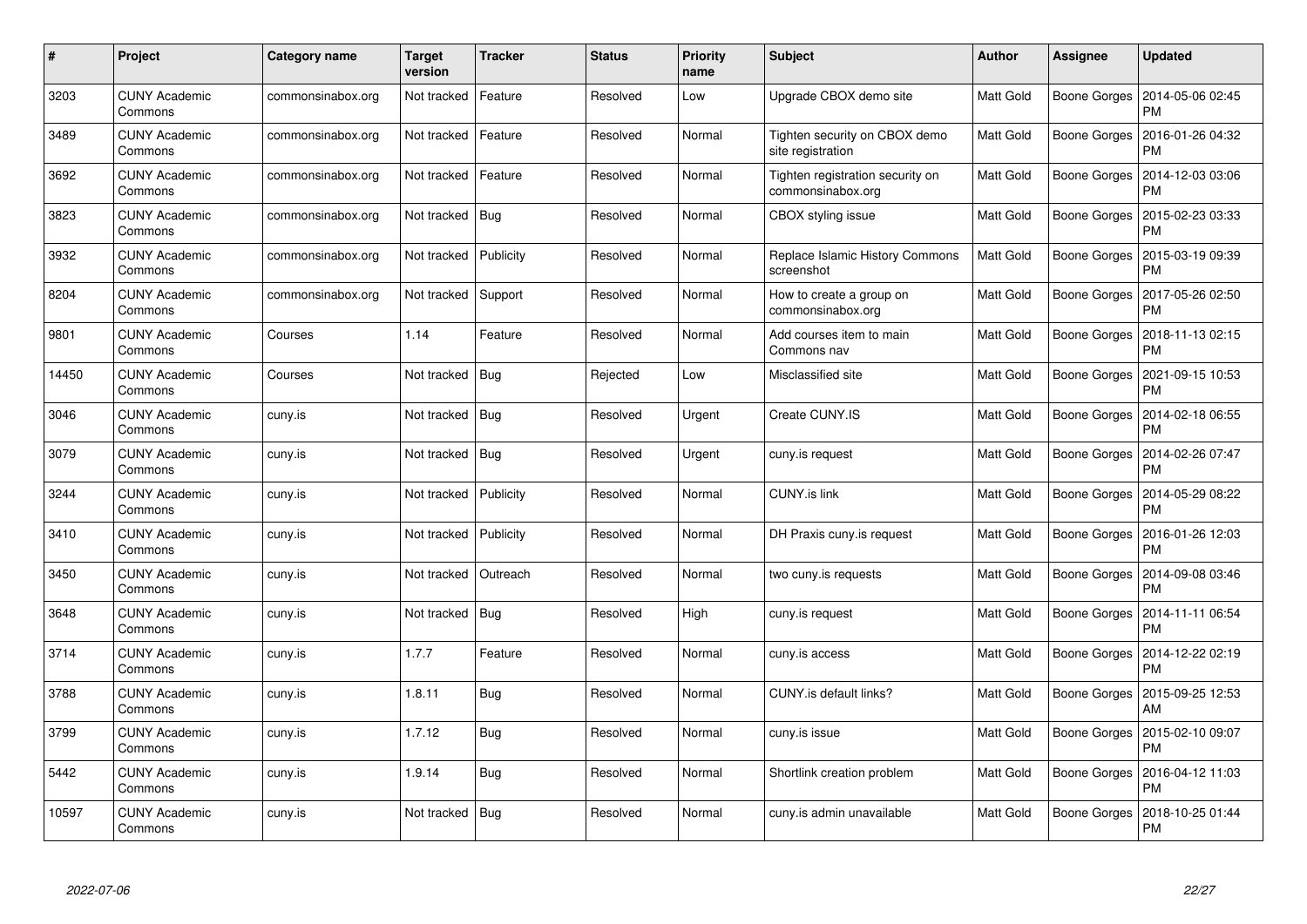| # | Project | Category name | Target version | Tracker | Status | Priority name | Subject | Author | Assignee | Updated |
|---|---|---|---|---|---|---|---|---|---|---|
| 3203 | CUNY Academic Commons | commonsinabox.org | Not tracked | Feature | Resolved | Low | Upgrade CBOX demo site | Matt Gold | Boone Gorges | 2014-05-06 02:45 PM |
| 3489 | CUNY Academic Commons | commonsinabox.org | Not tracked | Feature | Resolved | Normal | Tighten security on CBOX demo site registration | Matt Gold | Boone Gorges | 2016-01-26 04:32 PM |
| 3692 | CUNY Academic Commons | commonsinabox.org | Not tracked | Feature | Resolved | Normal | Tighten registration security on commonsinabox.org | Matt Gold | Boone Gorges | 2014-12-03 03:06 PM |
| 3823 | CUNY Academic Commons | commonsinabox.org | Not tracked | Bug | Resolved | Normal | CBOX styling issue | Matt Gold | Boone Gorges | 2015-02-23 03:33 PM |
| 3932 | CUNY Academic Commons | commonsinabox.org | Not tracked | Publicity | Resolved | Normal | Replace Islamic History Commons screenshot | Matt Gold | Boone Gorges | 2015-03-19 09:39 PM |
| 8204 | CUNY Academic Commons | commonsinabox.org | Not tracked | Support | Resolved | Normal | How to create a group on commonsinabox.org | Matt Gold | Boone Gorges | 2017-05-26 02:50 PM |
| 9801 | CUNY Academic Commons | Courses | 1.14 | Feature | Resolved | Normal | Add courses item to main Commons nav | Matt Gold | Boone Gorges | 2018-11-13 02:15 PM |
| 14450 | CUNY Academic Commons | Courses | Not tracked | Bug | Rejected | Low | Misclassified site | Matt Gold | Boone Gorges | 2021-09-15 10:53 PM |
| 3046 | CUNY Academic Commons | cuny.is | Not tracked | Bug | Resolved | Urgent | Create CUNY.IS | Matt Gold | Boone Gorges | 2014-02-18 06:55 PM |
| 3079 | CUNY Academic Commons | cuny.is | Not tracked | Bug | Resolved | Urgent | cuny.is request | Matt Gold | Boone Gorges | 2014-02-26 07:47 PM |
| 3244 | CUNY Academic Commons | cuny.is | Not tracked | Publicity | Resolved | Normal | CUNY.is link | Matt Gold | Boone Gorges | 2014-05-29 08:22 PM |
| 3410 | CUNY Academic Commons | cuny.is | Not tracked | Publicity | Resolved | Normal | DH Praxis cuny.is request | Matt Gold | Boone Gorges | 2016-01-26 12:03 PM |
| 3450 | CUNY Academic Commons | cuny.is | Not tracked | Outreach | Resolved | Normal | two cuny.is requests | Matt Gold | Boone Gorges | 2014-09-08 03:46 PM |
| 3648 | CUNY Academic Commons | cuny.is | Not tracked | Bug | Resolved | High | cuny.is request | Matt Gold | Boone Gorges | 2014-11-11 06:54 PM |
| 3714 | CUNY Academic Commons | cuny.is | 1.7.7 | Feature | Resolved | Normal | cuny.is access | Matt Gold | Boone Gorges | 2014-12-22 02:19 PM |
| 3788 | CUNY Academic Commons | cuny.is | 1.8.11 | Bug | Resolved | Normal | CUNY.is default links? | Matt Gold | Boone Gorges | 2015-09-25 12:53 AM |
| 3799 | CUNY Academic Commons | cuny.is | 1.7.12 | Bug | Resolved | Normal | cuny.is issue | Matt Gold | Boone Gorges | 2015-02-10 09:07 PM |
| 5442 | CUNY Academic Commons | cuny.is | 1.9.14 | Bug | Resolved | Normal | Shortlink creation problem | Matt Gold | Boone Gorges | 2016-04-12 11:03 PM |
| 10597 | CUNY Academic Commons | cuny.is | Not tracked | Bug | Resolved | Normal | cuny.is admin unavailable | Matt Gold | Boone Gorges | 2018-10-25 01:44 PM |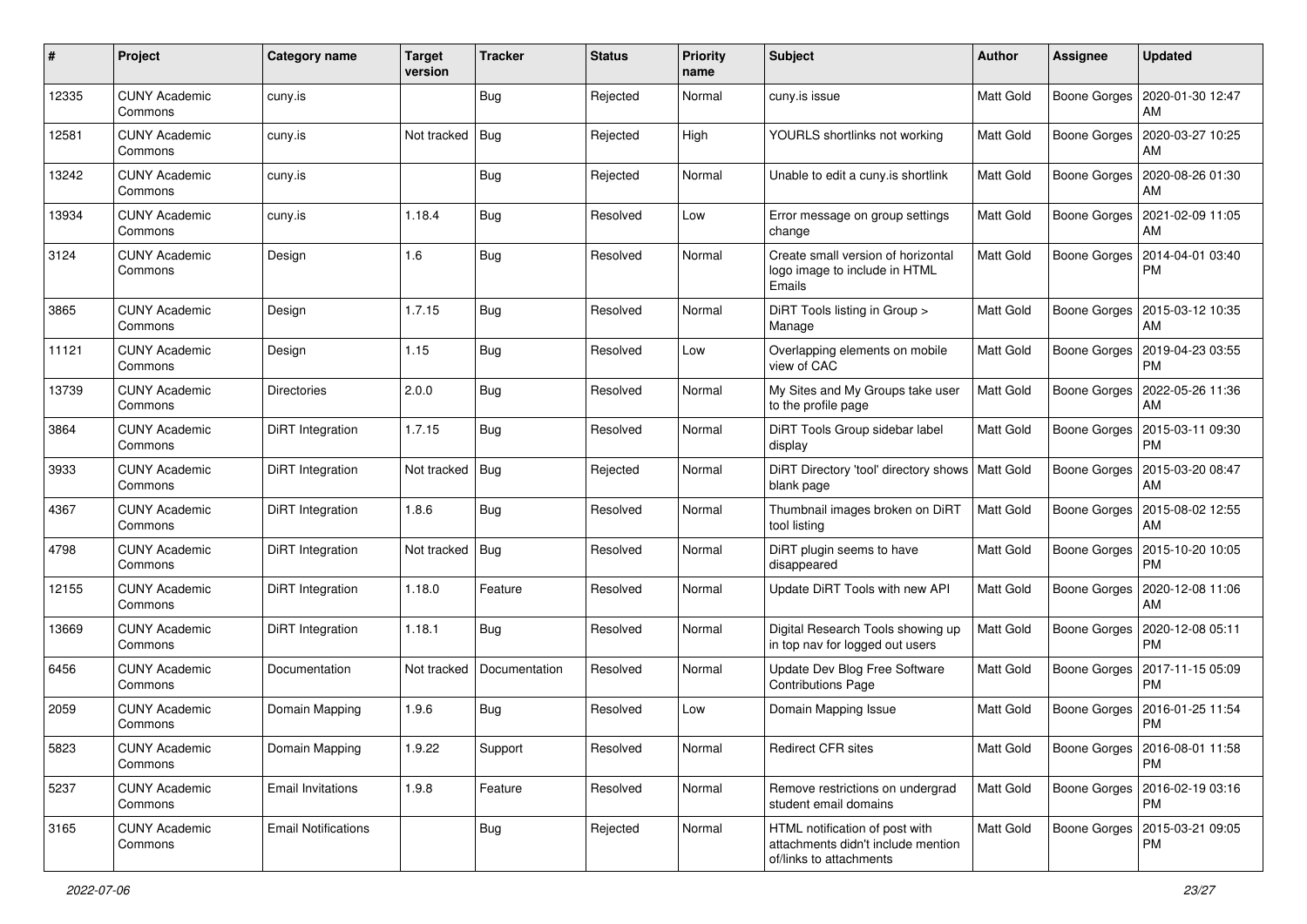| # | Project | Category name | Target version | Tracker | Status | Priority name | Subject | Author | Assignee | Updated |
|---|---|---|---|---|---|---|---|---|---|---|
| 12335 | CUNY Academic Commons | cuny.is | | Bug | Rejected | Normal | cuny.is issue | Matt Gold | Boone Gorges | 2020-01-30 12:47 AM |
| 12581 | CUNY Academic Commons | cuny.is | Not tracked | Bug | Rejected | High | YOURLS shortlinks not working | Matt Gold | Boone Gorges | 2020-03-27 10:25 AM |
| 13242 | CUNY Academic Commons | cuny.is | | Bug | Rejected | Normal | Unable to edit a cuny.is shortlink | Matt Gold | Boone Gorges | 2020-08-26 01:30 AM |
| 13934 | CUNY Academic Commons | cuny.is | 1.18.4 | Bug | Resolved | Low | Error message on group settings change | Matt Gold | Boone Gorges | 2021-02-09 11:05 AM |
| 3124 | CUNY Academic Commons | Design | 1.6 | Bug | Resolved | Normal | Create small version of horizontal logo image to include in HTML Emails | Matt Gold | Boone Gorges | 2014-04-01 03:40 PM |
| 3865 | CUNY Academic Commons | Design | 1.7.15 | Bug | Resolved | Normal | DiRT Tools listing in Group > Manage | Matt Gold | Boone Gorges | 2015-03-12 10:35 AM |
| 11121 | CUNY Academic Commons | Design | 1.15 | Bug | Resolved | Low | Overlapping elements on mobile view of CAC | Matt Gold | Boone Gorges | 2019-04-23 03:55 PM |
| 13739 | CUNY Academic Commons | Directories | 2.0.0 | Bug | Resolved | Normal | My Sites and My Groups take user to the profile page | Matt Gold | Boone Gorges | 2022-05-26 11:36 AM |
| 3864 | CUNY Academic Commons | DiRT Integration | 1.7.15 | Bug | Resolved | Normal | DiRT Tools Group sidebar label display | Matt Gold | Boone Gorges | 2015-03-11 09:30 PM |
| 3933 | CUNY Academic Commons | DiRT Integration | Not tracked | Bug | Rejected | Normal | DiRT Directory 'tool' directory shows blank page | Matt Gold | Boone Gorges | 2015-03-20 08:47 AM |
| 4367 | CUNY Academic Commons | DiRT Integration | 1.8.6 | Bug | Resolved | Normal | Thumbnail images broken on DiRT tool listing | Matt Gold | Boone Gorges | 2015-08-02 12:55 AM |
| 4798 | CUNY Academic Commons | DiRT Integration | Not tracked | Bug | Resolved | Normal | DiRT plugin seems to have disappeared | Matt Gold | Boone Gorges | 2015-10-20 10:05 PM |
| 12155 | CUNY Academic Commons | DiRT Integration | 1.18.0 | Feature | Resolved | Normal | Update DiRT Tools with new API | Matt Gold | Boone Gorges | 2020-12-08 11:06 AM |
| 13669 | CUNY Academic Commons | DiRT Integration | 1.18.1 | Bug | Resolved | Normal | Digital Research Tools showing up in top nav for logged out users | Matt Gold | Boone Gorges | 2020-12-08 05:11 PM |
| 6456 | CUNY Academic Commons | Documentation | Not tracked | Documentation | Resolved | Normal | Update Dev Blog Free Software Contributions Page | Matt Gold | Boone Gorges | 2017-11-15 05:09 PM |
| 2059 | CUNY Academic Commons | Domain Mapping | 1.9.6 | Bug | Resolved | Low | Domain Mapping Issue | Matt Gold | Boone Gorges | 2016-01-25 11:54 PM |
| 5823 | CUNY Academic Commons | Domain Mapping | 1.9.22 | Support | Resolved | Normal | Redirect CFR sites | Matt Gold | Boone Gorges | 2016-08-01 11:58 PM |
| 5237 | CUNY Academic Commons | Email Invitations | 1.9.8 | Feature | Resolved | Normal | Remove restrictions on undergrad student email domains | Matt Gold | Boone Gorges | 2016-02-19 03:16 PM |
| 3165 | CUNY Academic Commons | Email Notifications | | Bug | Rejected | Normal | HTML notification of post with attachments didn't include mention of/links to attachments | Matt Gold | Boone Gorges | 2015-03-21 09:05 PM |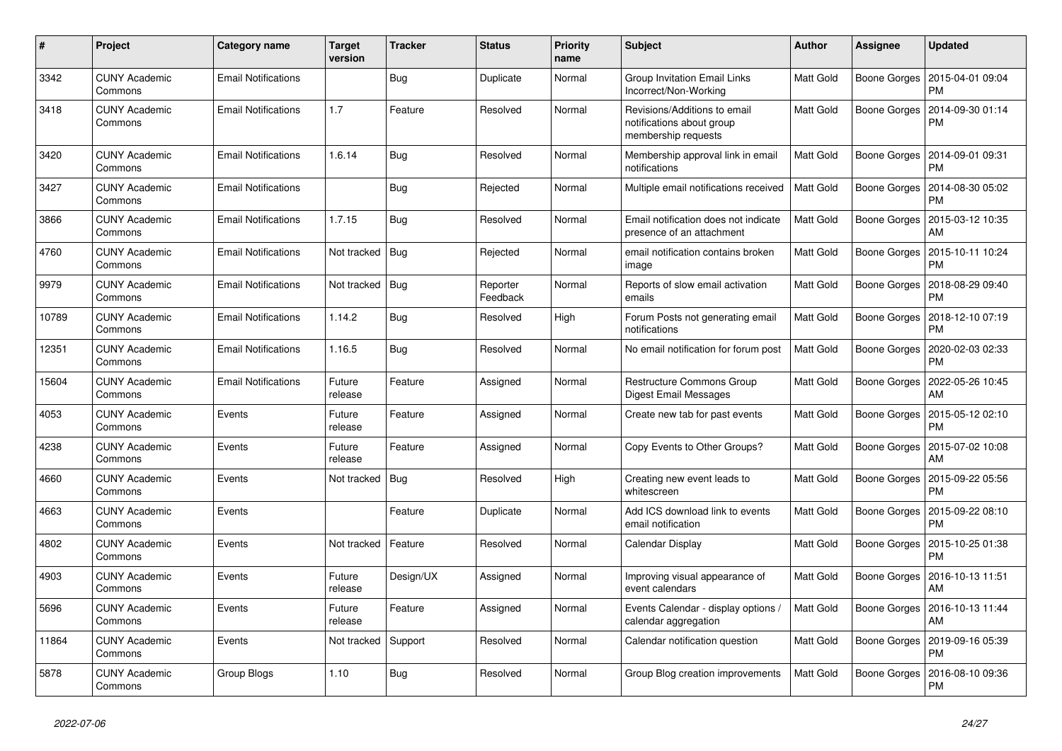| # | Project | Category name | Target version | Tracker | Status | Priority name | Subject | Author | Assignee | Updated |
|---|---|---|---|---|---|---|---|---|---|---|
| 3342 | CUNY Academic Commons | Email Notifications | | Bug | Duplicate | Normal | Group Invitation Email Links Incorrect/Non-Working | Matt Gold | Boone Gorges | 2015-04-01 09:04 PM |
| 3418 | CUNY Academic Commons | Email Notifications | 1.7 | Feature | Resolved | Normal | Revisions/Additions to email notifications about group membership requests | Matt Gold | Boone Gorges | 2014-09-30 01:14 PM |
| 3420 | CUNY Academic Commons | Email Notifications | 1.6.14 | Bug | Resolved | Normal | Membership approval link in email notifications | Matt Gold | Boone Gorges | 2014-09-01 09:31 PM |
| 3427 | CUNY Academic Commons | Email Notifications | | Bug | Rejected | Normal | Multiple email notifications received | Matt Gold | Boone Gorges | 2014-08-30 05:02 PM |
| 3866 | CUNY Academic Commons | Email Notifications | 1.7.15 | Bug | Resolved | Normal | Email notification does not indicate presence of an attachment | Matt Gold | Boone Gorges | 2015-03-12 10:35 AM |
| 4760 | CUNY Academic Commons | Email Notifications | Not tracked | Bug | Rejected | Normal | email notification contains broken image | Matt Gold | Boone Gorges | 2015-10-11 10:24 PM |
| 9979 | CUNY Academic Commons | Email Notifications | Not tracked | Bug | Reporter Feedback | Normal | Reports of slow email activation emails | Matt Gold | Boone Gorges | 2018-08-29 09:40 PM |
| 10789 | CUNY Academic Commons | Email Notifications | 1.14.2 | Bug | Resolved | High | Forum Posts not generating email notifications | Matt Gold | Boone Gorges | 2018-12-10 07:19 PM |
| 12351 | CUNY Academic Commons | Email Notifications | 1.16.5 | Bug | Resolved | Normal | No email notification for forum post | Matt Gold | Boone Gorges | 2020-02-03 02:33 PM |
| 15604 | CUNY Academic Commons | Email Notifications | Future release | Feature | Assigned | Normal | Restructure Commons Group Digest Email Messages | Matt Gold | Boone Gorges | 2022-05-26 10:45 AM |
| 4053 | CUNY Academic Commons | Events | Future release | Feature | Assigned | Normal | Create new tab for past events | Matt Gold | Boone Gorges | 2015-05-12 02:10 PM |
| 4238 | CUNY Academic Commons | Events | Future release | Feature | Assigned | Normal | Copy Events to Other Groups? | Matt Gold | Boone Gorges | 2015-07-02 10:08 AM |
| 4660 | CUNY Academic Commons | Events | Not tracked | Bug | Resolved | High | Creating new event leads to whitescreen | Matt Gold | Boone Gorges | 2015-09-22 05:56 PM |
| 4663 | CUNY Academic Commons | Events | | Feature | Duplicate | Normal | Add ICS download link to events email notification | Matt Gold | Boone Gorges | 2015-09-22 08:10 PM |
| 4802 | CUNY Academic Commons | Events | Not tracked | Feature | Resolved | Normal | Calendar Display | Matt Gold | Boone Gorges | 2015-10-25 01:38 PM |
| 4903 | CUNY Academic Commons | Events | Future release | Design/UX | Assigned | Normal | Improving visual appearance of event calendars | Matt Gold | Boone Gorges | 2016-10-13 11:51 AM |
| 5696 | CUNY Academic Commons | Events | Future release | Feature | Assigned | Normal | Events Calendar - display options / calendar aggregation | Matt Gold | Boone Gorges | 2016-10-13 11:44 AM |
| 11864 | CUNY Academic Commons | Events | Not tracked | Support | Resolved | Normal | Calendar notification question | Matt Gold | Boone Gorges | 2019-09-16 05:39 PM |
| 5878 | CUNY Academic Commons | Group Blogs | 1.10 | Bug | Resolved | Normal | Group Blog creation improvements | Matt Gold | Boone Gorges | 2016-08-10 09:36 PM |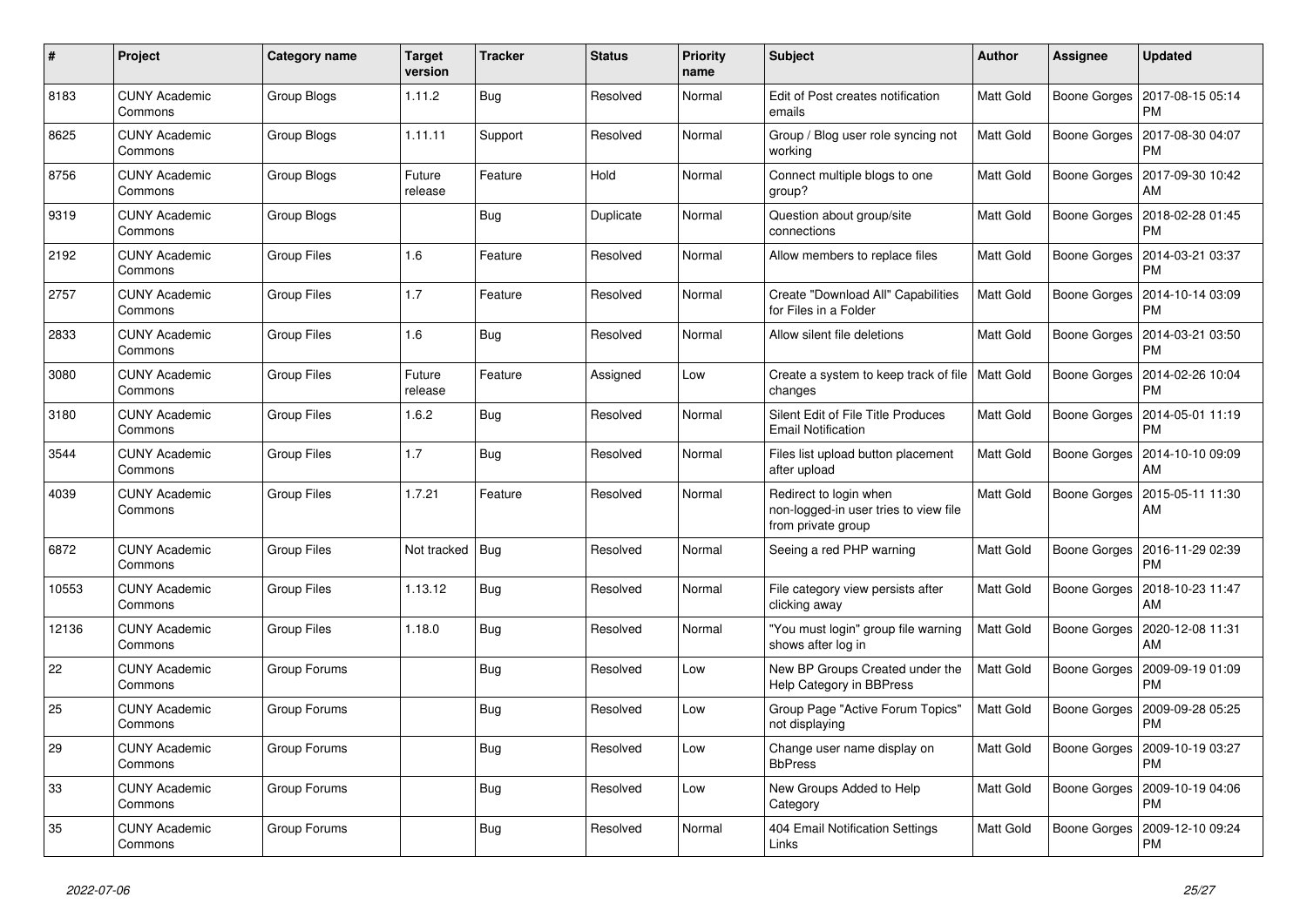| # | Project | Category name | Target version | Tracker | Status | Priority name | Subject | Author | Assignee | Updated |
|---|---|---|---|---|---|---|---|---|---|---|
| 8183 | CUNY Academic Commons | Group Blogs | 1.11.2 | Bug | Resolved | Normal | Edit of Post creates notification emails | Matt Gold | Boone Gorges | 2017-08-15 05:14 PM |
| 8625 | CUNY Academic Commons | Group Blogs | 1.11.11 | Support | Resolved | Normal | Group / Blog user role syncing not working | Matt Gold | Boone Gorges | 2017-08-30 04:07 PM |
| 8756 | CUNY Academic Commons | Group Blogs | Future release | Feature | Hold | Normal | Connect multiple blogs to one group? | Matt Gold | Boone Gorges | 2017-09-30 10:42 AM |
| 9319 | CUNY Academic Commons | Group Blogs | | Bug | Duplicate | Normal | Question about group/site connections | Matt Gold | Boone Gorges | 2018-02-28 01:45 PM |
| 2192 | CUNY Academic Commons | Group Files | 1.6 | Feature | Resolved | Normal | Allow members to replace files | Matt Gold | Boone Gorges | 2014-03-21 03:37 PM |
| 2757 | CUNY Academic Commons | Group Files | 1.7 | Feature | Resolved | Normal | Create "Download All" Capabilities for Files in a Folder | Matt Gold | Boone Gorges | 2014-10-14 03:09 PM |
| 2833 | CUNY Academic Commons | Group Files | 1.6 | Bug | Resolved | Normal | Allow silent file deletions | Matt Gold | Boone Gorges | 2014-03-21 03:50 PM |
| 3080 | CUNY Academic Commons | Group Files | Future release | Feature | Assigned | Low | Create a system to keep track of file changes | Matt Gold | Boone Gorges | 2014-02-26 10:04 PM |
| 3180 | CUNY Academic Commons | Group Files | 1.6.2 | Bug | Resolved | Normal | Silent Edit of File Title Produces Email Notification | Matt Gold | Boone Gorges | 2014-05-01 11:19 PM |
| 3544 | CUNY Academic Commons | Group Files | 1.7 | Bug | Resolved | Normal | Files list upload button placement after upload | Matt Gold | Boone Gorges | 2014-10-10 09:09 AM |
| 4039 | CUNY Academic Commons | Group Files | 1.7.21 | Feature | Resolved | Normal | Redirect to login when non-logged-in user tries to view file from private group | Matt Gold | Boone Gorges | 2015-05-11 11:30 AM |
| 6872 | CUNY Academic Commons | Group Files | Not tracked | Bug | Resolved | Normal | Seeing a red PHP warning | Matt Gold | Boone Gorges | 2016-11-29 02:39 PM |
| 10553 | CUNY Academic Commons | Group Files | 1.13.12 | Bug | Resolved | Normal | File category view persists after clicking away | Matt Gold | Boone Gorges | 2018-10-23 11:47 AM |
| 12136 | CUNY Academic Commons | Group Files | 1.18.0 | Bug | Resolved | Normal | "You must login" group file warning shows after log in | Matt Gold | Boone Gorges | 2020-12-08 11:31 AM |
| 22 | CUNY Academic Commons | Group Forums | | Bug | Resolved | Low | New BP Groups Created under the Help Category in BBPress | Matt Gold | Boone Gorges | 2009-09-19 01:09 PM |
| 25 | CUNY Academic Commons | Group Forums | | Bug | Resolved | Low | Group Page "Active Forum Topics" not displaying | Matt Gold | Boone Gorges | 2009-09-28 05:25 PM |
| 29 | CUNY Academic Commons | Group Forums | | Bug | Resolved | Low | Change user name display on BbPress | Matt Gold | Boone Gorges | 2009-10-19 03:27 PM |
| 33 | CUNY Academic Commons | Group Forums | | Bug | Resolved | Low | New Groups Added to Help Category | Matt Gold | Boone Gorges | 2009-10-19 04:06 PM |
| 35 | CUNY Academic Commons | Group Forums | | Bug | Resolved | Normal | 404 Email Notification Settings Links | Matt Gold | Boone Gorges | 2009-12-10 09:24 PM |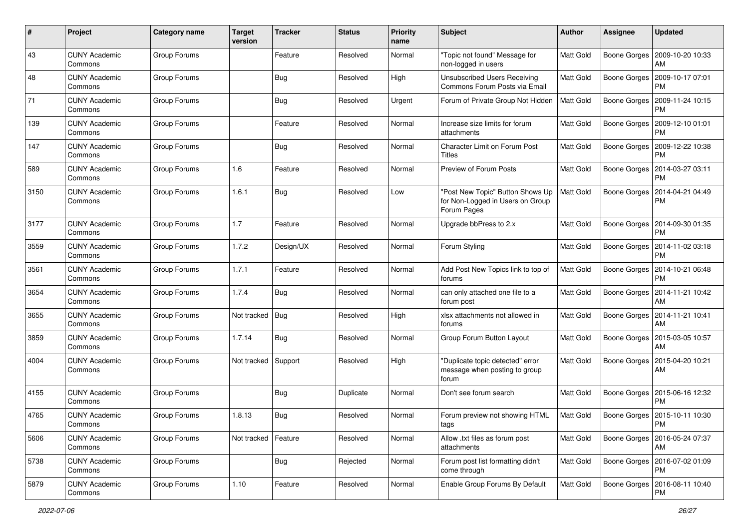| # | Project | Category name | Target version | Tracker | Status | Priority name | Subject | Author | Assignee | Updated |
|---|---|---|---|---|---|---|---|---|---|---|
| 43 | CUNY Academic Commons | Group Forums | | Feature | Resolved | Normal | "Topic not found" Message for non-logged in users | Matt Gold | Boone Gorges | 2009-10-20 10:33 AM |
| 48 | CUNY Academic Commons | Group Forums | | Bug | Resolved | High | Unsubscribed Users Receiving Commons Forum Posts via Email | Matt Gold | Boone Gorges | 2009-10-17 07:01 PM |
| 71 | CUNY Academic Commons | Group Forums | | Bug | Resolved | Urgent | Forum of Private Group Not Hidden | Matt Gold | Boone Gorges | 2009-11-24 10:15 PM |
| 139 | CUNY Academic Commons | Group Forums | | Feature | Resolved | Normal | Increase size limits for forum attachments | Matt Gold | Boone Gorges | 2009-12-10 01:01 PM |
| 147 | CUNY Academic Commons | Group Forums | | Bug | Resolved | Normal | Character Limit on Forum Post Titles | Matt Gold | Boone Gorges | 2009-12-22 10:38 PM |
| 589 | CUNY Academic Commons | Group Forums | 1.6 | Feature | Resolved | Normal | Preview of Forum Posts | Matt Gold | Boone Gorges | 2014-03-27 03:11 PM |
| 3150 | CUNY Academic Commons | Group Forums | 1.6.1 | Bug | Resolved | Low | "Post New Topic" Button Shows Up for Non-Logged in Users on Group Forum Pages | Matt Gold | Boone Gorges | 2014-04-21 04:49 PM |
| 3177 | CUNY Academic Commons | Group Forums | 1.7 | Feature | Resolved | Normal | Upgrade bbPress to 2.x | Matt Gold | Boone Gorges | 2014-09-30 01:35 PM |
| 3559 | CUNY Academic Commons | Group Forums | 1.7.2 | Design/UX | Resolved | Normal | Forum Styling | Matt Gold | Boone Gorges | 2014-11-02 03:18 PM |
| 3561 | CUNY Academic Commons | Group Forums | 1.7.1 | Feature | Resolved | Normal | Add Post New Topics link to top of forums | Matt Gold | Boone Gorges | 2014-10-21 06:48 PM |
| 3654 | CUNY Academic Commons | Group Forums | 1.7.4 | Bug | Resolved | Normal | can only attached one file to a forum post | Matt Gold | Boone Gorges | 2014-11-21 10:42 AM |
| 3655 | CUNY Academic Commons | Group Forums | Not tracked | Bug | Resolved | High | xlsx attachments not allowed in forums | Matt Gold | Boone Gorges | 2014-11-21 10:41 AM |
| 3859 | CUNY Academic Commons | Group Forums | 1.7.14 | Bug | Resolved | Normal | Group Forum Button Layout | Matt Gold | Boone Gorges | 2015-03-05 10:57 AM |
| 4004 | CUNY Academic Commons | Group Forums | Not tracked | Support | Resolved | High | "Duplicate topic detected" error message when posting to group forum | Matt Gold | Boone Gorges | 2015-04-20 10:21 AM |
| 4155 | CUNY Academic Commons | Group Forums | | Bug | Duplicate | Normal | Don't see forum search | Matt Gold | Boone Gorges | 2015-06-16 12:32 PM |
| 4765 | CUNY Academic Commons | Group Forums | 1.8.13 | Bug | Resolved | Normal | Forum preview not showing HTML tags | Matt Gold | Boone Gorges | 2015-10-11 10:30 PM |
| 5606 | CUNY Academic Commons | Group Forums | Not tracked | Feature | Resolved | Normal | Allow .txt files as forum post attachments | Matt Gold | Boone Gorges | 2016-05-24 07:37 AM |
| 5738 | CUNY Academic Commons | Group Forums | | Bug | Rejected | Normal | Forum post list formatting didn't come through | Matt Gold | Boone Gorges | 2016-07-02 01:09 PM |
| 5879 | CUNY Academic Commons | Group Forums | 1.10 | Feature | Resolved | Normal | Enable Group Forums By Default | Matt Gold | Boone Gorges | 2016-08-11 10:40 PM |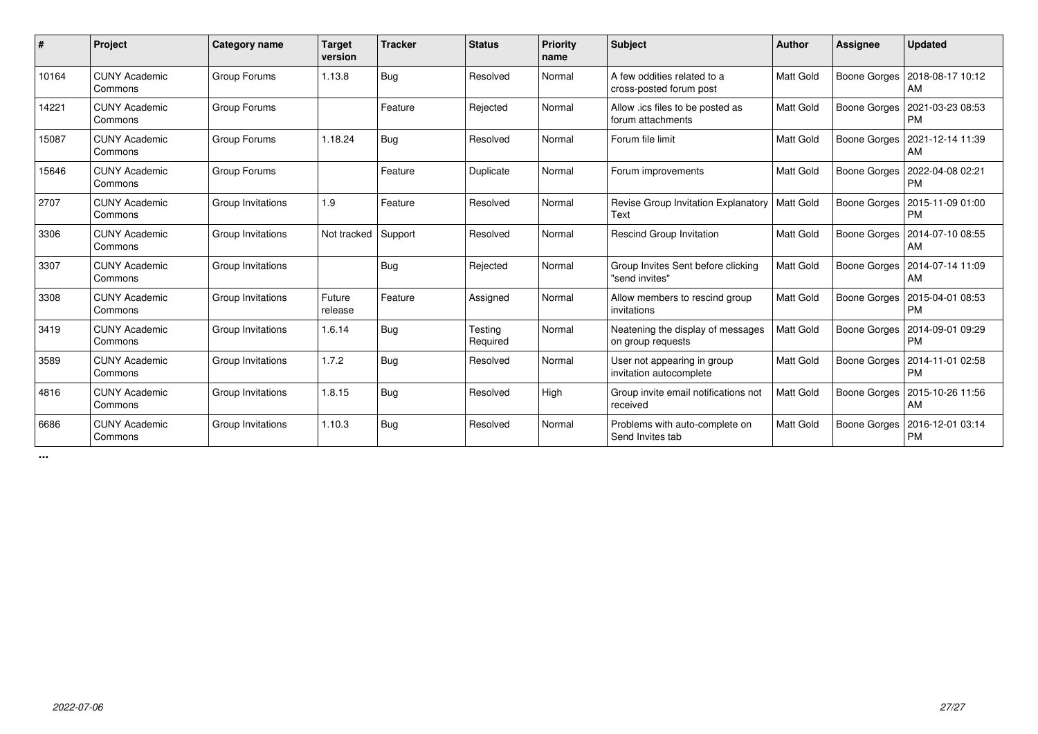| # | Project | Category name | Target version | Tracker | Status | Priority name | Subject | Author | Assignee | Updated |
|---|---|---|---|---|---|---|---|---|---|---|
| 10164 | CUNY Academic Commons | Group Forums | 1.13.8 | Bug | Resolved | Normal | A few oddities related to a cross-posted forum post | Matt Gold | Boone Gorges | 2018-08-17 10:12 AM |
| 14221 | CUNY Academic Commons | Group Forums | | Feature | Rejected | Normal | Allow .ics files to be posted as forum attachments | Matt Gold | Boone Gorges | 2021-03-23 08:53 PM |
| 15087 | CUNY Academic Commons | Group Forums | 1.18.24 | Bug | Resolved | Normal | Forum file limit | Matt Gold | Boone Gorges | 2021-12-14 11:39 AM |
| 15646 | CUNY Academic Commons | Group Forums | | Feature | Duplicate | Normal | Forum improvements | Matt Gold | Boone Gorges | 2022-04-08 02:21 PM |
| 2707 | CUNY Academic Commons | Group Invitations | 1.9 | Feature | Resolved | Normal | Revise Group Invitation Explanatory Text | Matt Gold | Boone Gorges | 2015-11-09 01:00 PM |
| 3306 | CUNY Academic Commons | Group Invitations | Not tracked | Support | Resolved | Normal | Rescind Group Invitation | Matt Gold | Boone Gorges | 2014-07-10 08:55 AM |
| 3307 | CUNY Academic Commons | Group Invitations | | Bug | Rejected | Normal | Group Invites Sent before clicking "send invites" | Matt Gold | Boone Gorges | 2014-07-14 11:09 AM |
| 3308 | CUNY Academic Commons | Group Invitations | Future release | Feature | Assigned | Normal | Allow members to rescind group invitations | Matt Gold | Boone Gorges | 2015-04-01 08:53 PM |
| 3419 | CUNY Academic Commons | Group Invitations | 1.6.14 | Bug | Testing Required | Normal | Neatening the display of messages on group requests | Matt Gold | Boone Gorges | 2014-09-01 09:29 PM |
| 3589 | CUNY Academic Commons | Group Invitations | 1.7.2 | Bug | Resolved | Normal | User not appearing in group invitation autocomplete | Matt Gold | Boone Gorges | 2014-11-01 02:58 PM |
| 4816 | CUNY Academic Commons | Group Invitations | 1.8.15 | Bug | Resolved | High | Group invite email notifications not received | Matt Gold | Boone Gorges | 2015-10-26 11:56 AM |
| 6686 | CUNY Academic Commons | Group Invitations | 1.10.3 | Bug | Resolved | Normal | Problems with auto-complete on Send Invites tab | Matt Gold | Boone Gorges | 2016-12-01 03:14 PM |

...